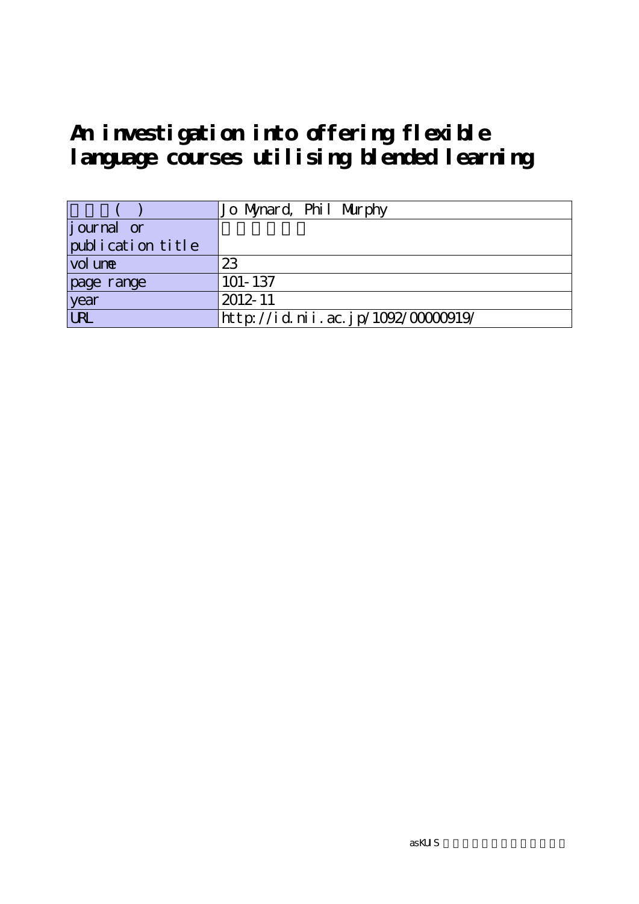# An investigation into offering flexible language courses utilising blended learning

| 著者名( ) | Jo Mynard, Phil Murphy |
| --- | --- |
| journal or publication title | |
| volume | 23 |
| page range | 101-137 |
| year | 2012-11 |
| URL | http://id.nii.ac.jp/1092/00000919/ |

asKUIS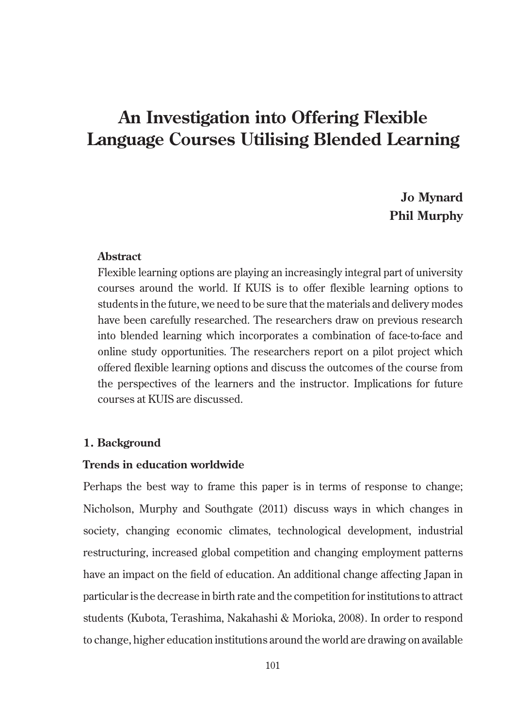# An Investigation into Offering Flexible Language Courses Utilising Blended Learning

**Jo Mynard**
**Phil Murphy**

**Abstract**

Flexible learning options are playing an increasingly integral part of university courses around the world. If KUIS is to offer flexible learning options to students in the future, we need to be sure that the materials and delivery modes have been carefully researched. The researchers draw on previous research into blended learning which incorporates a combination of face-to-face and online study opportunities. The researchers report on a pilot project which offered flexible learning options and discuss the outcomes of the course from the perspectives of the learners and the instructor. Implications for future courses at KUIS are discussed.

## 1. Background

### Trends in education worldwide

Perhaps the best way to frame this paper is in terms of response to change; Nicholson, Murphy and Southgate (2011) discuss ways in which changes in society, changing economic climates, technological development, industrial restructuring, increased global competition and changing employment patterns have an impact on the field of education. An additional change affecting Japan in particular is the decrease in birth rate and the competition for institutions to attract students (Kubota, Terashima, Nakahashi & Morioka, 2008). In order to respond to change, higher education institutions around the world are drawing on available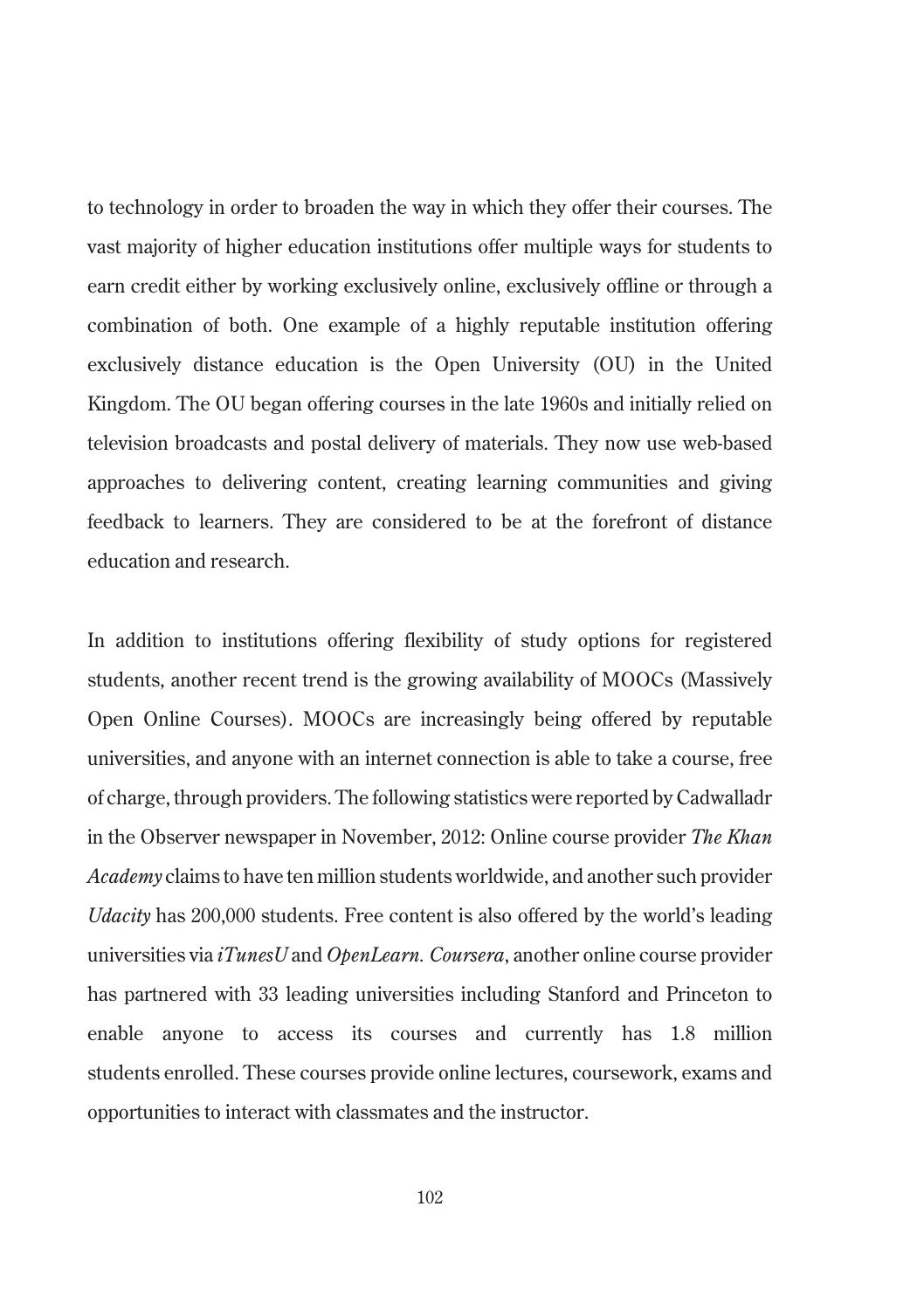to technology in order to broaden the way in which they offer their courses. The vast majority of higher education institutions offer multiple ways for students to earn credit either by working exclusively online, exclusively offline or through a combination of both. One example of a highly reputable institution offering exclusively distance education is the Open University (OU) in the United Kingdom. The OU began offering courses in the late 1960s and initially relied on television broadcasts and postal delivery of materials. They now use web-based approaches to delivering content, creating learning communities and giving feedback to learners. They are considered to be at the forefront of distance education and research.

In addition to institutions offering flexibility of study options for registered students, another recent trend is the growing availability of MOOCs (Massively Open Online Courses). MOOCs are increasingly being offered by reputable universities, and anyone with an internet connection is able to take a course, free of charge, through providers. The following statistics were reported by Cadwalladr in the Observer newspaper in November, 2012: Online course provider *The Khan Academy* claims to have ten million students worldwide, and another such provider *Udacity* has 200,000 students. Free content is also offered by the world's leading universities via *iTunesU* and *OpenLearn. Coursera*, another online course provider has partnered with 33 leading universities including Stanford and Princeton to enable anyone to access its courses and currently has 1.8 million students enrolled. These courses provide online lectures, coursework, exams and opportunities to interact with classmates and the instructor.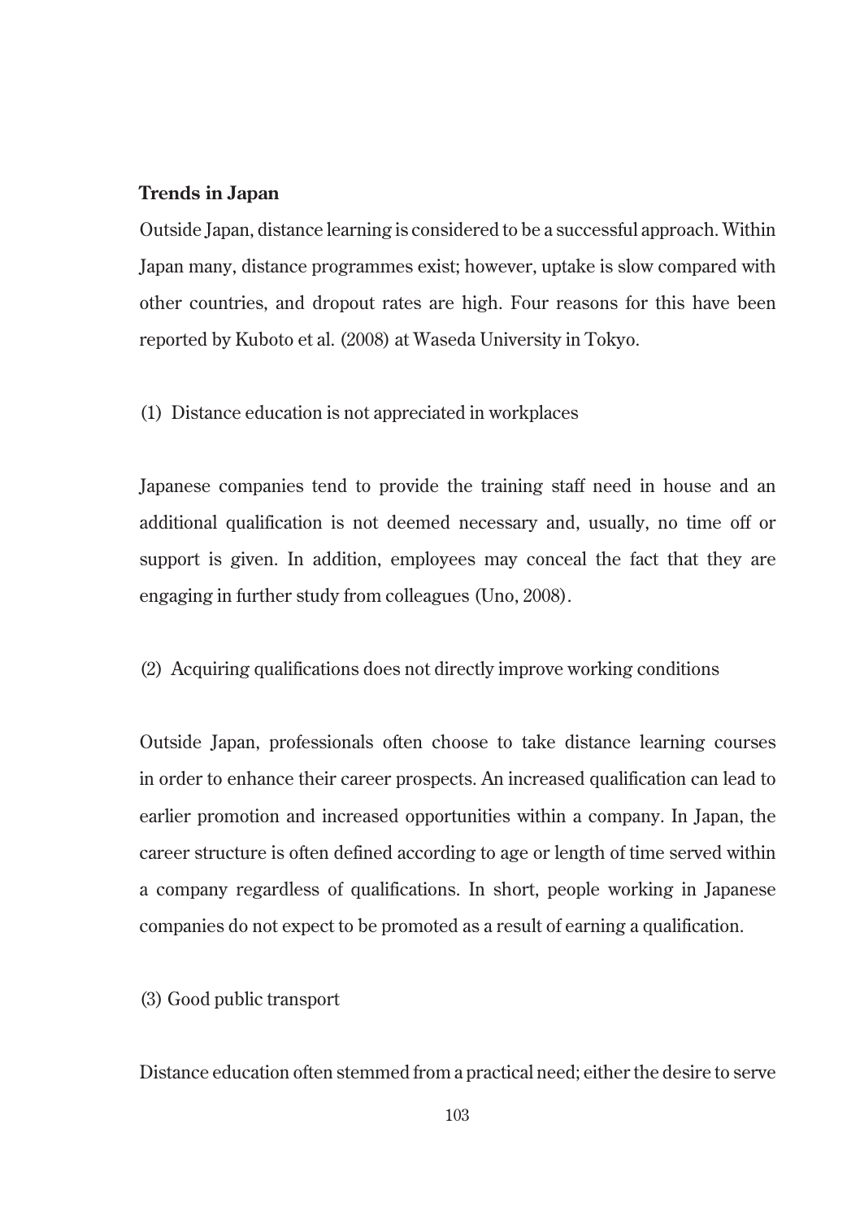**Trends in Japan**

Outside Japan, distance learning is considered to be a successful approach. Within Japan many, distance programmes exist; however, uptake is slow compared with other countries, and dropout rates are high. Four reasons for this have been reported by Kuboto et al. (2008) at Waseda University in Tokyo.

(1) Distance education is not appreciated in workplaces

Japanese companies tend to provide the training staff need in house and an additional qualification is not deemed necessary and, usually, no time off or support is given. In addition, employees may conceal the fact that they are engaging in further study from colleagues (Uno, 2008).

(2) Acquiring qualifications does not directly improve working conditions

Outside Japan, professionals often choose to take distance learning courses in order to enhance their career prospects. An increased qualification can lead to earlier promotion and increased opportunities within a company. In Japan, the career structure is often defined according to age or length of time served within a company regardless of qualifications. In short, people working in Japanese companies do not expect to be promoted as a result of earning a qualification.

(3) Good public transport

Distance education often stemmed from a practical need; either the desire to serve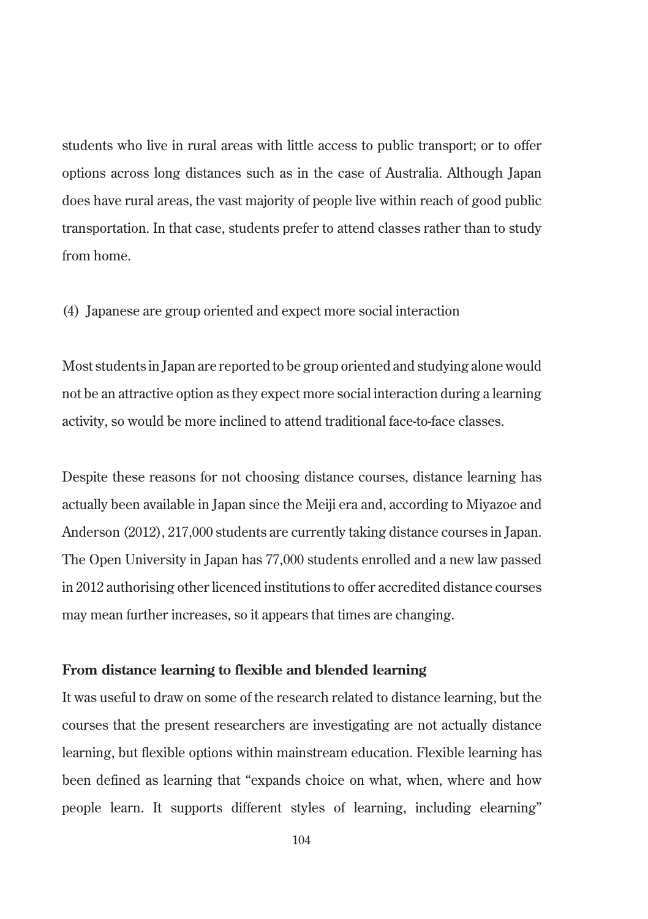students who live in rural areas with little access to public transport; or to offer options across long distances such as in the case of Australia. Although Japan does have rural areas, the vast majority of people live within reach of good public transportation. In that case, students prefer to attend classes rather than to study from home.

(4) Japanese are group oriented and expect more social interaction

Most students in Japan are reported to be group oriented and studying alone would not be an attractive option as they expect more social interaction during a learning activity, so would be more inclined to attend traditional face-to-face classes.

Despite these reasons for not choosing distance courses, distance learning has actually been available in Japan since the Meiji era and, according to Miyazoe and Anderson (2012), 217,000 students are currently taking distance courses in Japan. The Open University in Japan has 77,000 students enrolled and a new law passed in 2012 authorising other licenced institutions to offer accredited distance courses may mean further increases, so it appears that times are changing.

**From distance learning to flexible and blended learning**

It was useful to draw on some of the research related to distance learning, but the courses that the present researchers are investigating are not actually distance learning, but flexible options within mainstream education. Flexible learning has been defined as learning that "expands choice on what, when, where and how people learn. It supports different styles of learning, including elearning"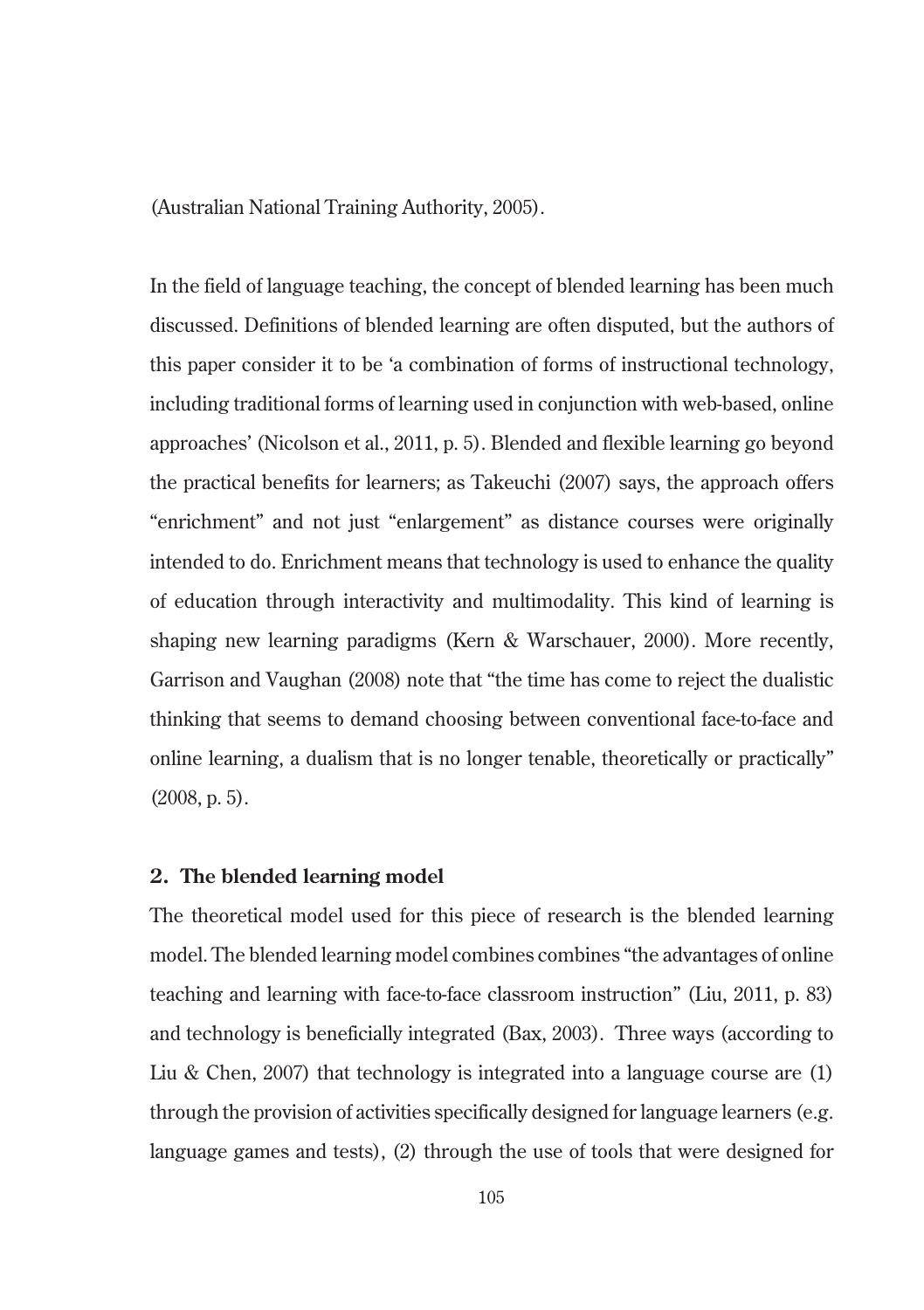(Australian National Training Authority, 2005).

In the field of language teaching, the concept of blended learning has been much discussed. Definitions of blended learning are often disputed, but the authors of this paper consider it to be 'a combination of forms of instructional technology, including traditional forms of learning used in conjunction with web-based, online approaches' (Nicolson et al., 2011, p. 5). Blended and flexible learning go beyond the practical benefits for learners; as Takeuchi (2007) says, the approach offers "enrichment" and not just "enlargement" as distance courses were originally intended to do. Enrichment means that technology is used to enhance the quality of education through interactivity and multimodality. This kind of learning is shaping new learning paradigms (Kern & Warschauer, 2000). More recently, Garrison and Vaughan (2008) note that "the time has come to reject the dualistic thinking that seems to demand choosing between conventional face-to-face and online learning, a dualism that is no longer tenable, theoretically or practically" (2008, p. 5).

## 2. The blended learning model

The theoretical model used for this piece of research is the blended learning model. The blended learning model combines combines "the advantages of online teaching and learning with face-to-face classroom instruction" (Liu, 2011, p. 83) and technology is beneficially integrated (Bax, 2003). Three ways (according to Liu & Chen, 2007) that technology is integrated into a language course are (1) through the provision of activities specifically designed for language learners (e.g. language games and tests), (2) through the use of tools that were designed for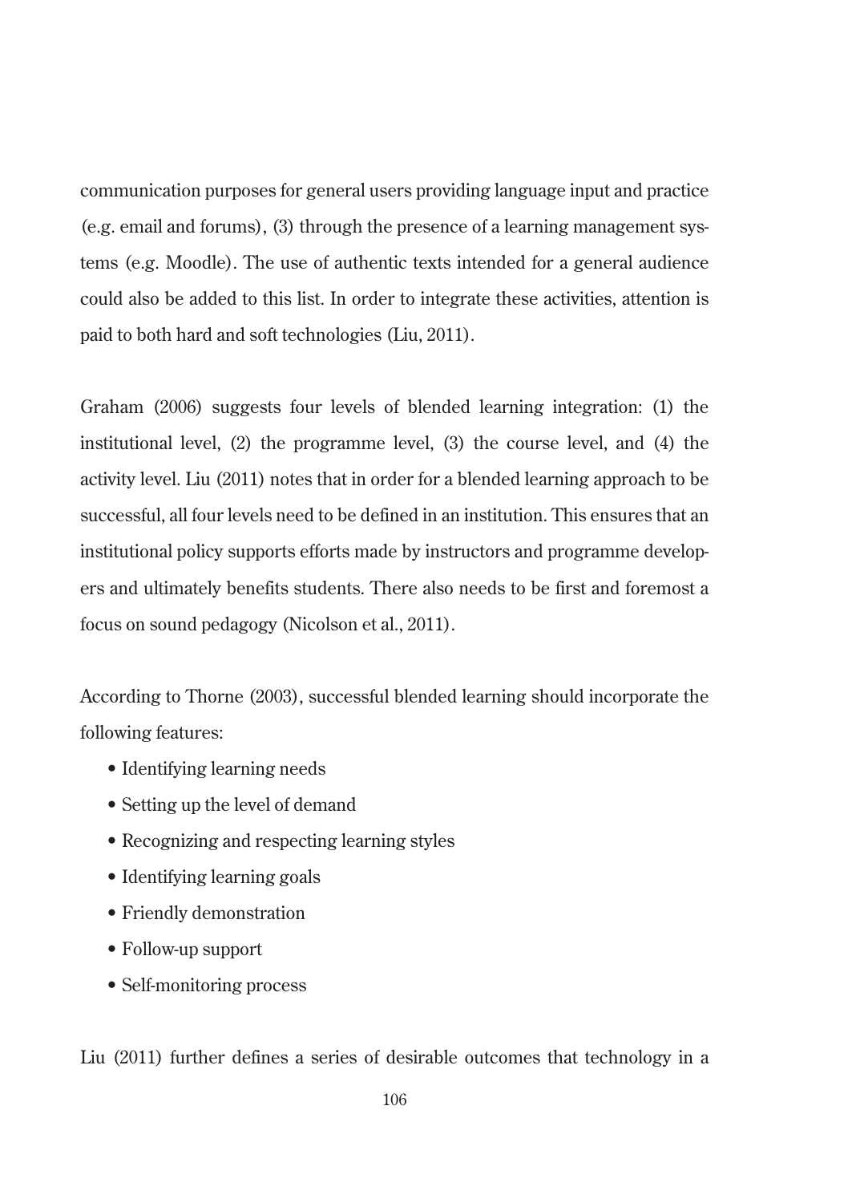communication purposes for general users providing language input and practice (e.g. email and forums), (3) through the presence of a learning management systems (e.g. Moodle). The use of authentic texts intended for a general audience could also be added to this list. In order to integrate these activities, attention is paid to both hard and soft technologies (Liu, 2011).

Graham (2006) suggests four levels of blended learning integration: (1) the institutional level, (2) the programme level, (3) the course level, and (4) the activity level. Liu (2011) notes that in order for a blended learning approach to be successful, all four levels need to be defined in an institution. This ensures that an institutional policy supports efforts made by instructors and programme developers and ultimately benefits students. There also needs to be first and foremost a focus on sound pedagogy (Nicolson et al., 2011).

According to Thorne (2003), successful blended learning should incorporate the following features:

- Identifying learning needs
- Setting up the level of demand
- Recognizing and respecting learning styles
- Identifying learning goals
- Friendly demonstration
- Follow-up support
- Self-monitoring process

Liu (2011) further defines a series of desirable outcomes that technology in a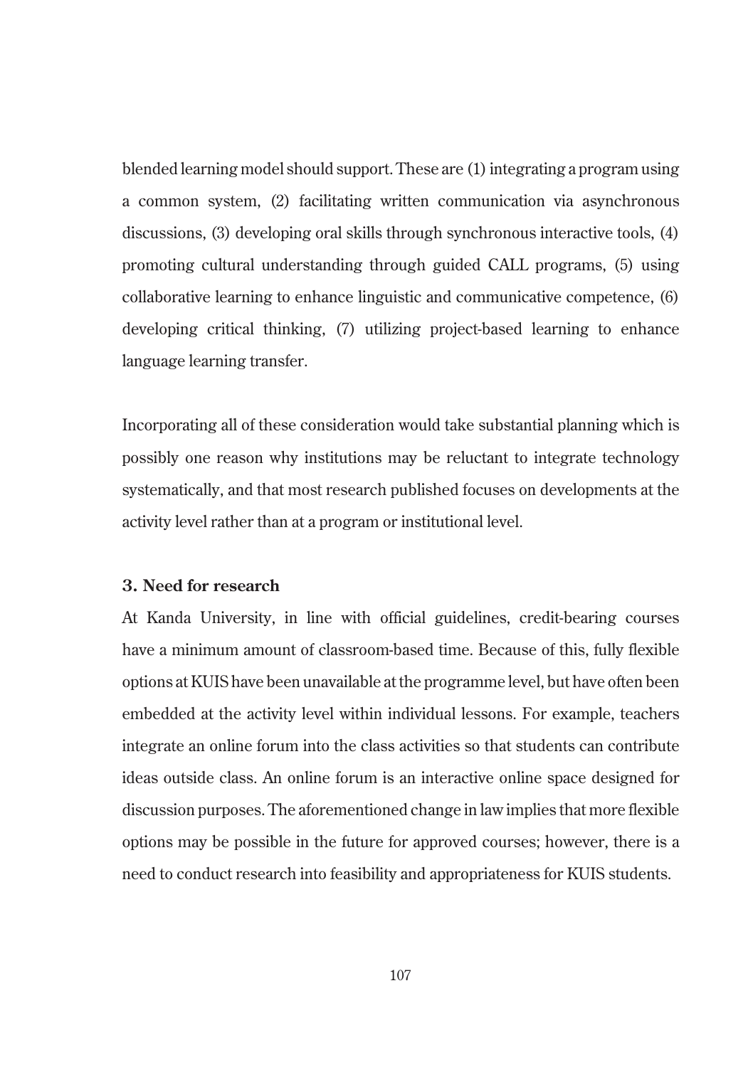blended learning model should support. These are (1) integrating a program using a common system, (2) facilitating written communication via asynchronous discussions, (3) developing oral skills through synchronous interactive tools, (4) promoting cultural understanding through guided CALL programs, (5) using collaborative learning to enhance linguistic and communicative competence, (6) developing critical thinking, (7) utilizing project-based learning to enhance language learning transfer.

Incorporating all of these consideration would take substantial planning which is possibly one reason why institutions may be reluctant to integrate technology systematically, and that most research published focuses on developments at the activity level rather than at a program or institutional level.

### 3. Need for research

At Kanda University, in line with official guidelines, credit-bearing courses have a minimum amount of classroom-based time. Because of this, fully flexible options at KUIS have been unavailable at the programme level, but have often been embedded at the activity level within individual lessons. For example, teachers integrate an online forum into the class activities so that students can contribute ideas outside class. An online forum is an interactive online space designed for discussion purposes. The aforementioned change in law implies that more flexible options may be possible in the future for approved courses; however, there is a need to conduct research into feasibility and appropriateness for KUIS students.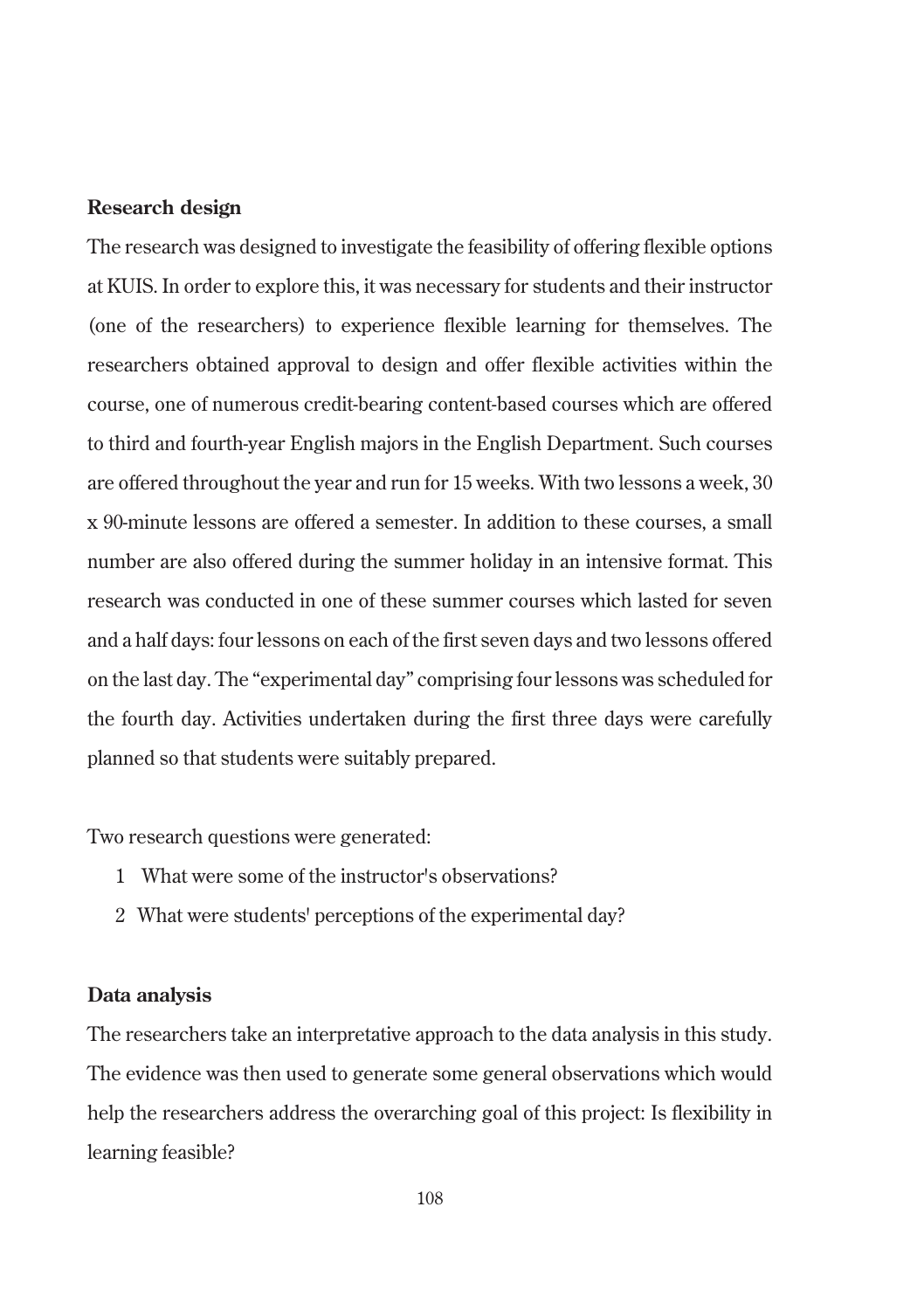## Research design

The research was designed to investigate the feasibility of offering flexible options at KUIS. In order to explore this, it was necessary for students and their instructor (one of the researchers) to experience flexible learning for themselves. The researchers obtained approval to design and offer flexible activities within the course, one of numerous credit-bearing content-based courses which are offered to third and fourth-year English majors in the English Department. Such courses are offered throughout the year and run for 15 weeks. With two lessons a week, 30 x 90-minute lessons are offered a semester. In addition to these courses, a small number are also offered during the summer holiday in an intensive format. This research was conducted in one of these summer courses which lasted for seven and a half days: four lessons on each of the first seven days and two lessons offered on the last day. The "experimental day" comprising four lessons was scheduled for the fourth day. Activities undertaken during the first three days were carefully planned so that students were suitably prepared.

Two research questions were generated:

1. What were some of the instructor's observations?
2. What were students' perceptions of the experimental day?

## Data analysis

The researchers take an interpretative approach to the data analysis in this study. The evidence was then used to generate some general observations which would help the researchers address the overarching goal of this project: Is flexibility in learning feasible?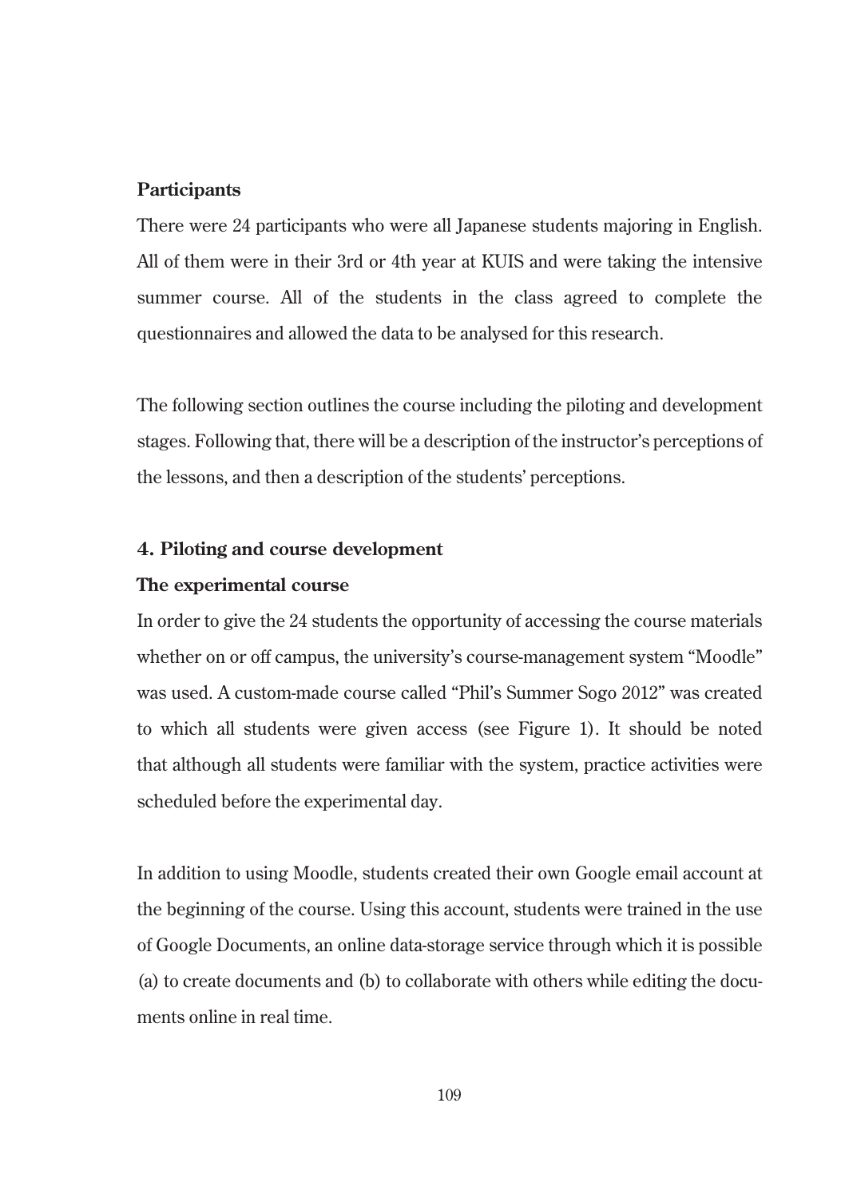**Participants**

There were 24 participants who were all Japanese students majoring in English. All of them were in their 3rd or 4th year at KUIS and were taking the intensive summer course. All of the students in the class agreed to complete the questionnaires and allowed the data to be analysed for this research.

The following section outlines the course including the piloting and development stages. Following that, there will be a description of the instructor's perceptions of the lessons, and then a description of the students' perceptions.

## 4. Piloting and course development

### The experimental course

In order to give the 24 students the opportunity of accessing the course materials whether on or off campus, the university's course-management system "Moodle" was used. A custom-made course called "Phil's Summer Sogo 2012" was created to which all students were given access (see Figure 1). It should be noted that although all students were familiar with the system, practice activities were scheduled before the experimental day.

In addition to using Moodle, students created their own Google email account at the beginning of the course. Using this account, students were trained in the use of Google Documents, an online data-storage service through which it is possible (a) to create documents and (b) to collaborate with others while editing the documents online in real time.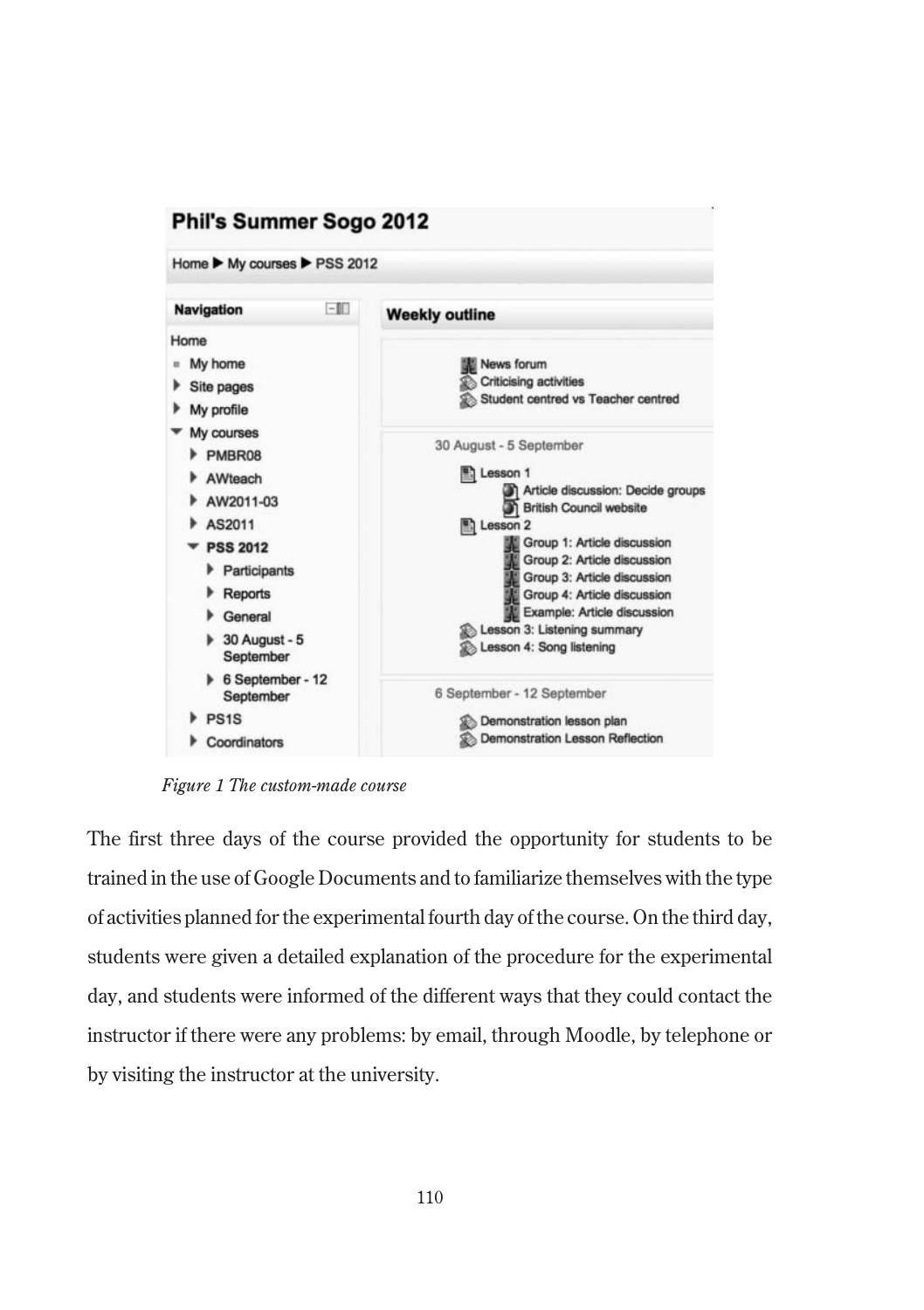*Figure 1 The custom-made course*

The first three days of the course provided the opportunity for students to be trained in the use of Google Documents and to familiarize themselves with the type of activities planned for the experimental fourth day of the course. On the third day, students were given a detailed explanation of the procedure for the experimental day, and students were informed of the different ways that they could contact the instructor if there were any problems: by email, through Moodle, by telephone or by visiting the instructor at the university.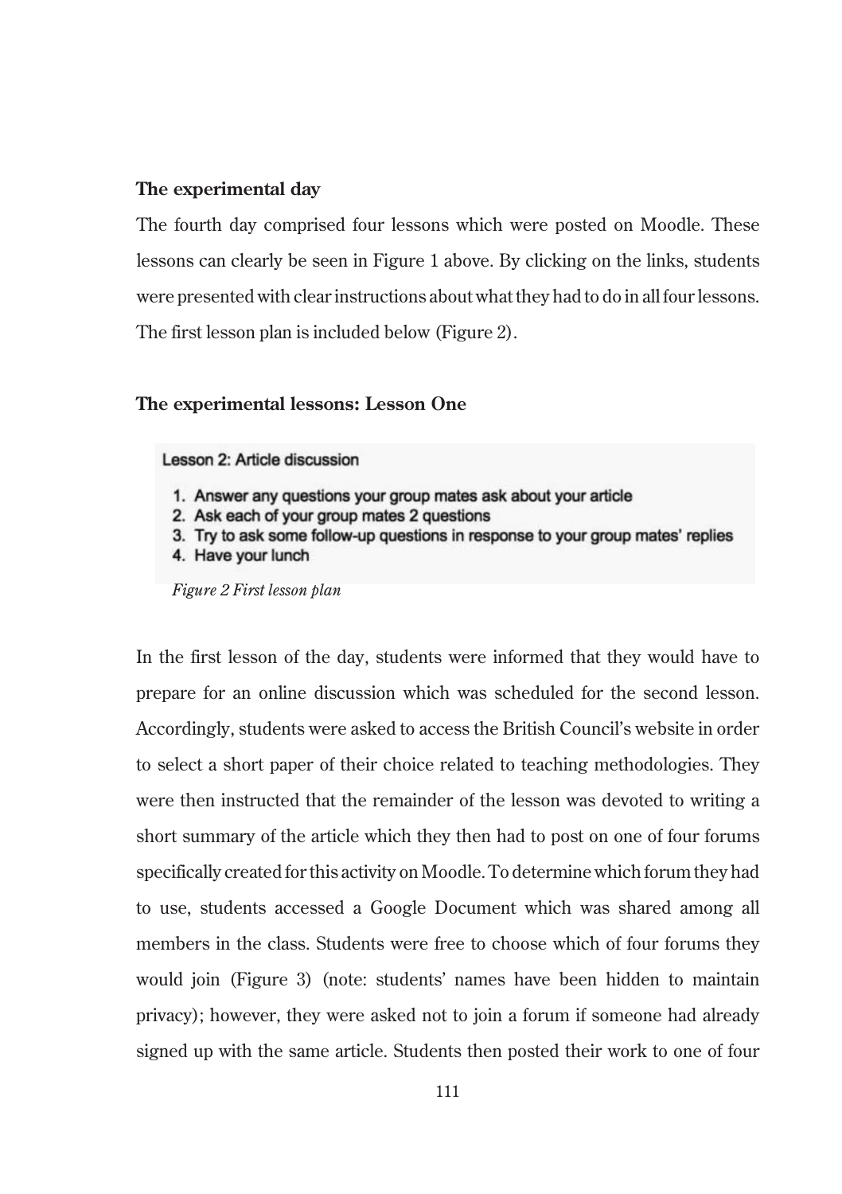**The experimental day**

The fourth day comprised four lessons which were posted on Moodle. These lessons can clearly be seen in Figure 1 above. By clicking on the links, students were presented with clear instructions about what they had to do in all four lessons. The first lesson plan is included below (Figure 2).

**The experimental lessons: Lesson One**

Lesson 2: Article discussion

1. Answer any questions your group mates ask about your article
2. Ask each of your group mates 2 questions
3. Try to ask some follow-up questions in response to your group mates' replies
4. Have your lunch

*Figure 2 First lesson plan*

In the first lesson of the day, students were informed that they would have to prepare for an online discussion which was scheduled for the second lesson. Accordingly, students were asked to access the British Council's website in order to select a short paper of their choice related to teaching methodologies. They were then instructed that the remainder of the lesson was devoted to writing a short summary of the article which they then had to post on one of four forums specifically created for this activity on Moodle. To determine which forum they had to use, students accessed a Google Document which was shared among all members in the class. Students were free to choose which of four forums they would join (Figure 3) (note: students' names have been hidden to maintain privacy); however, they were asked not to join a forum if someone had already signed up with the same article. Students then posted their work to one of four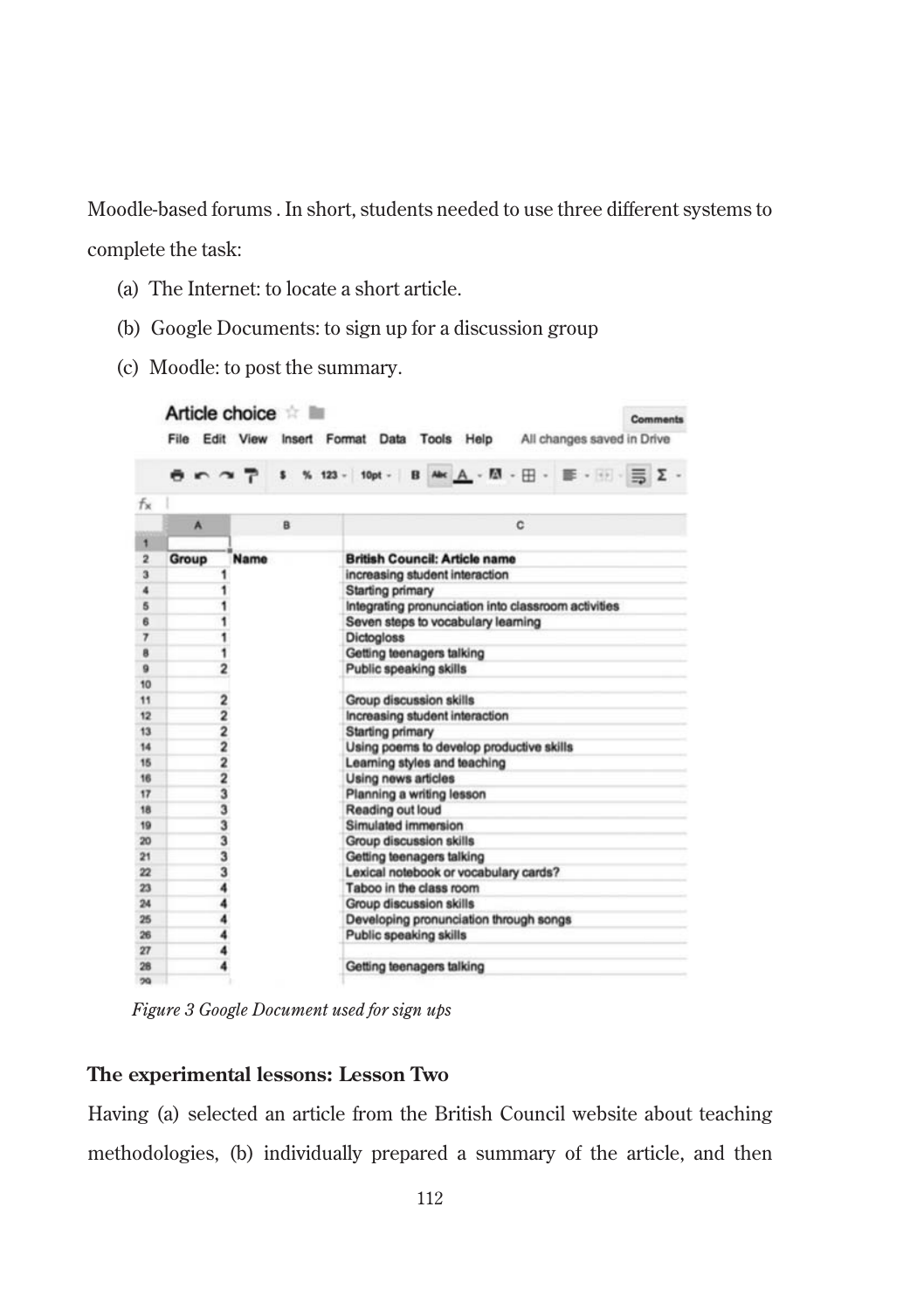Moodle-based forums . In short, students needed to use three different systems to complete the task:

(a) The Internet: to locate a short article.

(b) Google Documents: to sign up for a discussion group

(c) Moodle: to post the summary.

Article choice

| | A | B | C |
|---|---|---|---|
| 1 | | | |
| 2 | Group | Name | British Council: Article name |
| 3 | 1 | | increasing student interaction |
| 4 | 1 | | Starting primary |
| 5 | 1 | | Integrating pronunciation into classroom activities |
| 6 | 1 | | Seven steps to vocabulary learning |
| 7 | 1 | | Dictogloss |
| 8 | 1 | | Getting teenagers talking |
| 9 | 2 | | Public speaking skills |
| 10 | | | |
| 11 | 2 | | Group discussion skills |
| 12 | 2 | | Increasing student interaction |
| 13 | 2 | | Starting primary |
| 14 | 2 | | Using poems to develop productive skills |
| 15 | 2 | | Learning styles and teaching |
| 16 | 2 | | Using news articles |
| 17 | 3 | | Planning a writing lesson |
| 18 | 3 | | Reading out loud |
| 19 | 3 | | Simulated immersion |
| 20 | 3 | | Group discussion skills |
| 21 | 3 | | Getting teenagers talking |
| 22 | 3 | | Lexical notebook or vocabulary cards? |
| 23 | 4 | | Taboo in the class room |
| 24 | 4 | | Group discussion skills |
| 25 | 4 | | Developing pronunciation through songs |
| 26 | 4 | | Public speaking skills |
| 27 | 4 | | |
| 28 | 4 | | Getting teenagers talking |
| 29 | | | |

*Figure 3 Google Document used for sign ups*

**The experimental lessons: Lesson Two**

Having (a) selected an article from the British Council website about teaching methodologies, (b) individually prepared a summary of the article, and then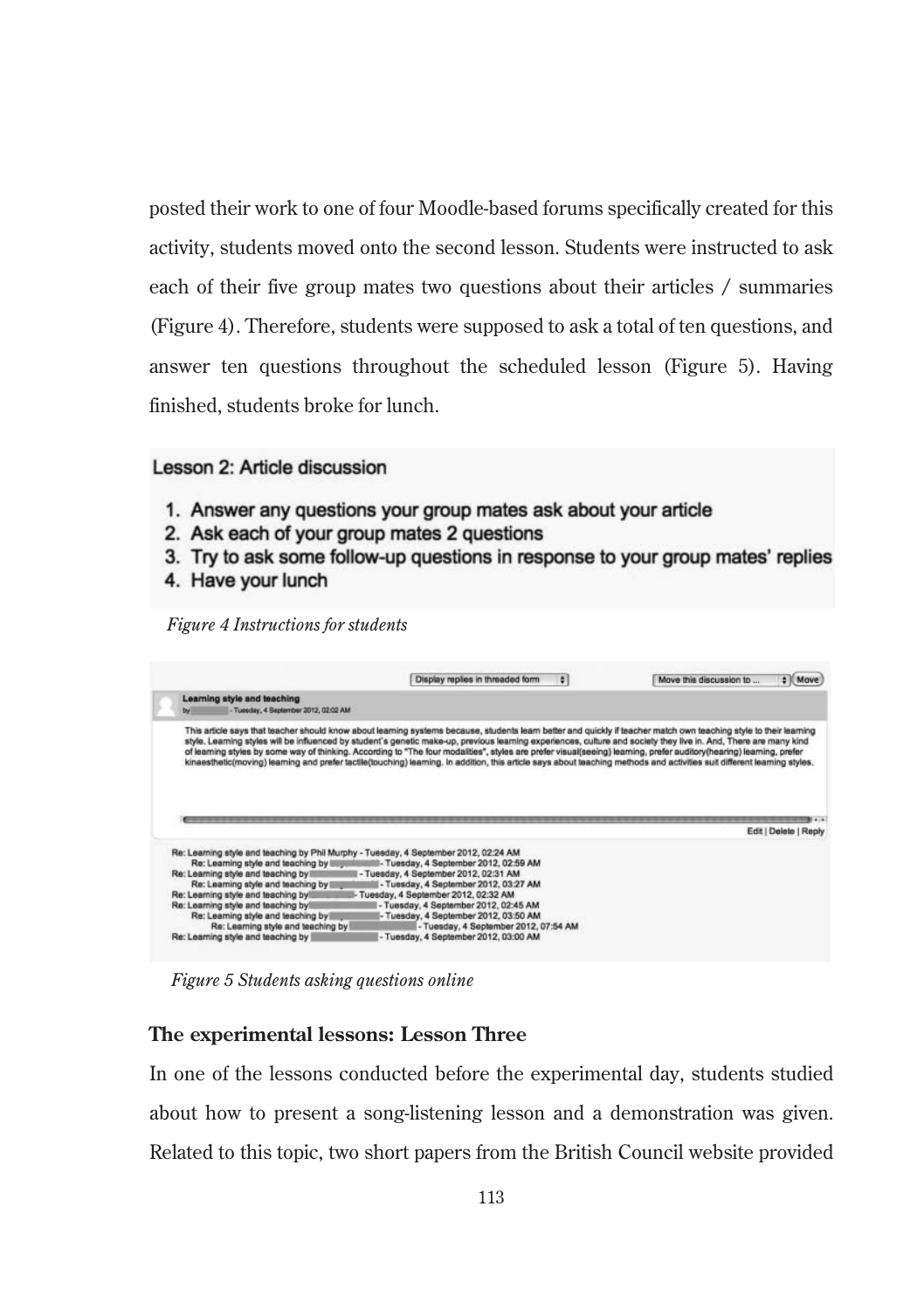posted their work to one of four Moodle-based forums specifically created for this activity, students moved onto the second lesson. Students were instructed to ask each of their five group mates two questions about their articles / summaries (Figure 4). Therefore, students were supposed to ask a total of ten questions, and answer ten questions throughout the scheduled lesson (Figure 5). Having finished, students broke for lunch.

Lesson 2: Article discussion

1. Answer any questions your group mates ask about your article
2. Ask each of your group mates 2 questions
3. Try to ask some follow-up questions in response to your group mates' replies
4. Have your lunch

*Figure 4 Instructions for students*

Display replies in threaded form | Move this discussion to ... | Move

**Learning style and teaching**
by - Tuesday, 4 September 2012, 02:02 AM

This article says that teacher should know about learning systems because, students learn better and quickly if teacher match own teaching style to their learning style. Learning styles will be influenced by student's genetic make-up, previous learning experiences, culture and society they live in. And, There are many kind of learning styles by some way of thinking. According to "The four modalities", styles are prefer visual(seeing) learning, prefer auditory(hearing) learning, prefer kinaesthetic(moving) learning and prefer tactile(touching) learning. In addition, this article says about teaching methods and activities suit different learning styles.

Edit | Delete | Reply

Re: Learning style and teaching by Phil Murphy - Tuesday, 4 September 2012, 02:24 AM
Re: Learning style and teaching by - Tuesday, 4 September 2012, 02:59 AM
Re: Learning style and teaching by - Tuesday, 4 September 2012, 02:31 AM
Re: Learning style and teaching by - Tuesday, 4 September 2012, 03:27 AM
Re: Learning style and teaching by - Tuesday, 4 September 2012, 02:32 AM
Re: Learning style and teaching by - Tuesday, 4 September 2012, 02:45 AM
Re: Learning style and teaching by - Tuesday, 4 September 2012, 03:50 AM
Re: Learning style and teaching by - Tuesday, 4 September 2012, 07:54 AM
Re: Learning style and teaching by - Tuesday, 4 September 2012, 03:00 AM

*Figure 5 Students asking questions online*

**The experimental lessons: Lesson Three**

In one of the lessons conducted before the experimental day, students studied about how to present a song-listening lesson and a demonstration was given. Related to this topic, two short papers from the British Council website provided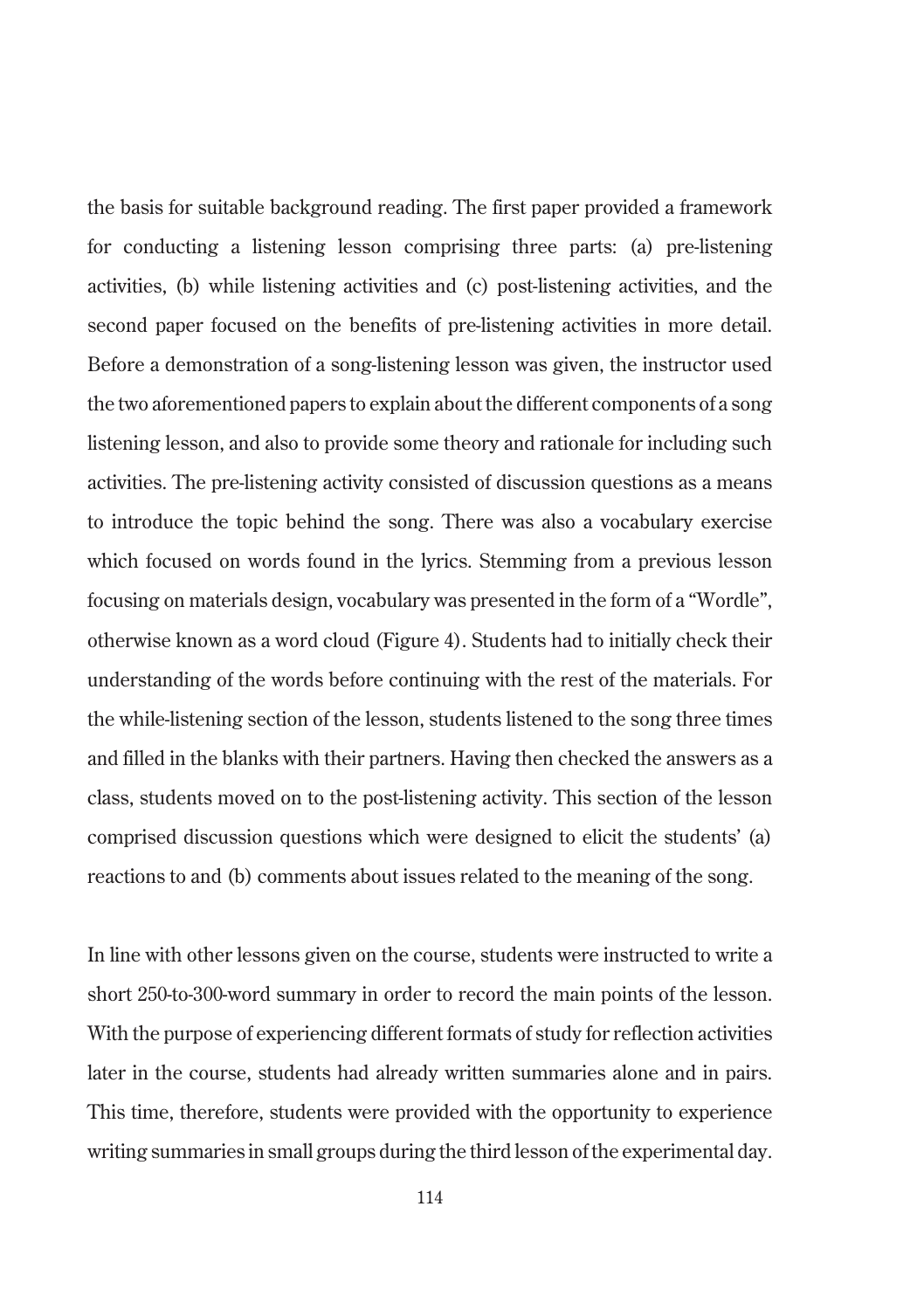the basis for suitable background reading. The first paper provided a framework for conducting a listening lesson comprising three parts: (a) pre-listening activities, (b) while listening activities and (c) post-listening activities, and the second paper focused on the benefits of pre-listening activities in more detail. Before a demonstration of a song-listening lesson was given, the instructor used the two aforementioned papers to explain about the different components of a song listening lesson, and also to provide some theory and rationale for including such activities. The pre-listening activity consisted of discussion questions as a means to introduce the topic behind the song. There was also a vocabulary exercise which focused on words found in the lyrics. Stemming from a previous lesson focusing on materials design, vocabulary was presented in the form of a "Wordle", otherwise known as a word cloud (Figure 4). Students had to initially check their understanding of the words before continuing with the rest of the materials. For the while-listening section of the lesson, students listened to the song three times and filled in the blanks with their partners. Having then checked the answers as a class, students moved on to the post-listening activity. This section of the lesson comprised discussion questions which were designed to elicit the students' (a) reactions to and (b) comments about issues related to the meaning of the song.

In line with other lessons given on the course, students were instructed to write a short 250-to-300-word summary in order to record the main points of the lesson. With the purpose of experiencing different formats of study for reflection activities later in the course, students had already written summaries alone and in pairs. This time, therefore, students were provided with the opportunity to experience writing summaries in small groups during the third lesson of the experimental day.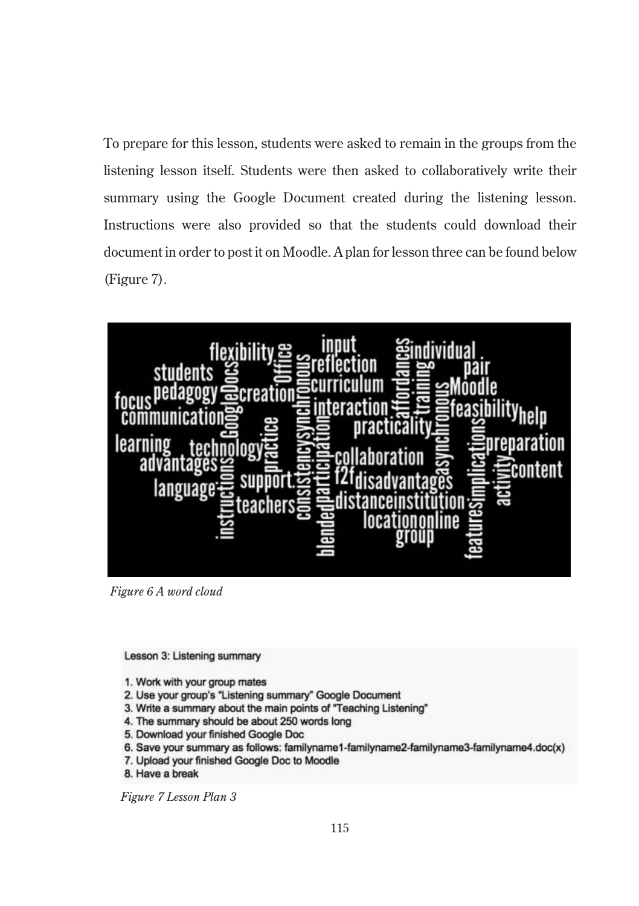To prepare for this lesson, students were asked to remain in the groups from the listening lesson itself. Students were then asked to collaboratively write their summary using the Google Document created during the listening lesson. Instructions were also provided so that the students could download their document in order to post it on Moodle. A plan for lesson three can be found below (Figure 7).

*Figure 6 A word cloud*

Lesson 3: Listening summary

1. Work with your group mates
2. Use your group's "Listening summary" Google Document
3. Write a summary about the main points of "Teaching Listening"
4. The summary should be about 250 words long
5. Download your finished Google Doc
6. Save your summary as follows: familyname1-familyname2-familyname3-familyname4.doc(x)
7. Upload your finished Google Doc to Moodle
8. Have a break

*Figure 7 Lesson Plan 3*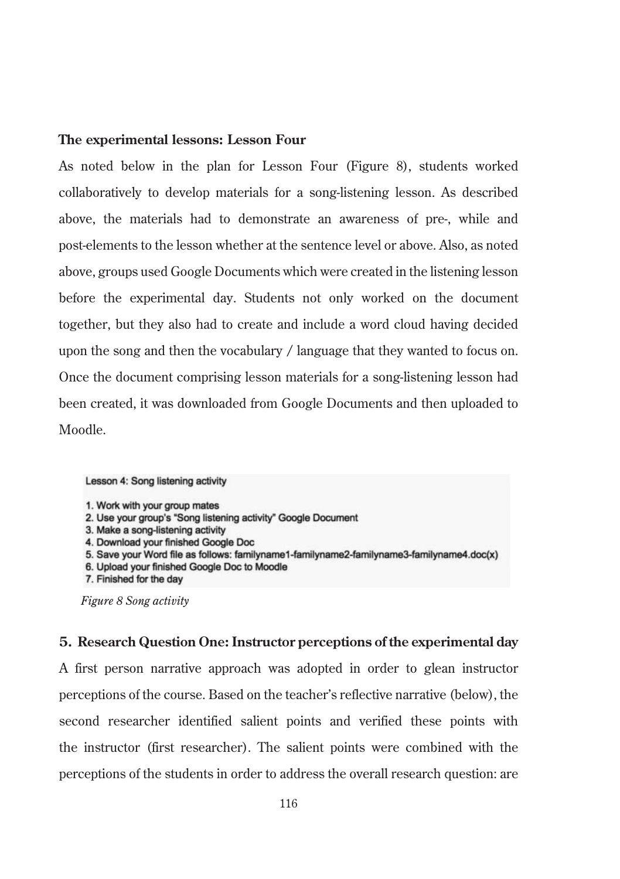**The experimental lessons: Lesson Four**

As noted below in the plan for Lesson Four (Figure 8), students worked collaboratively to develop materials for a song-listening lesson. As described above, the materials had to demonstrate an awareness of pre-, while and post-elements to the lesson whether at the sentence level or above. Also, as noted above, groups used Google Documents which were created in the listening lesson before the experimental day. Students not only worked on the document together, but they also had to create and include a word cloud having decided upon the song and then the vocabulary / language that they wanted to focus on. Once the document comprising lesson materials for a song-listening lesson had been created, it was downloaded from Google Documents and then uploaded to Moodle.

Lesson 4: Song listening activity

1. Work with your group mates
2. Use your group's "Song listening activity" Google Document
3. Make a song-listening activity
4. Download your finished Google Doc
5. Save your Word file as follows: familyname1-familyname2-familyname3-familyname4.doc(x)
6. Upload your finished Google Doc to Moodle
7. Finished for the day

*Figure 8 Song activity*

## 5. Research Question One: Instructor perceptions of the experimental day

A first person narrative approach was adopted in order to glean instructor perceptions of the course. Based on the teacher's reflective narrative (below), the second researcher identified salient points and verified these points with the instructor (first researcher). The salient points were combined with the perceptions of the students in order to address the overall research question: are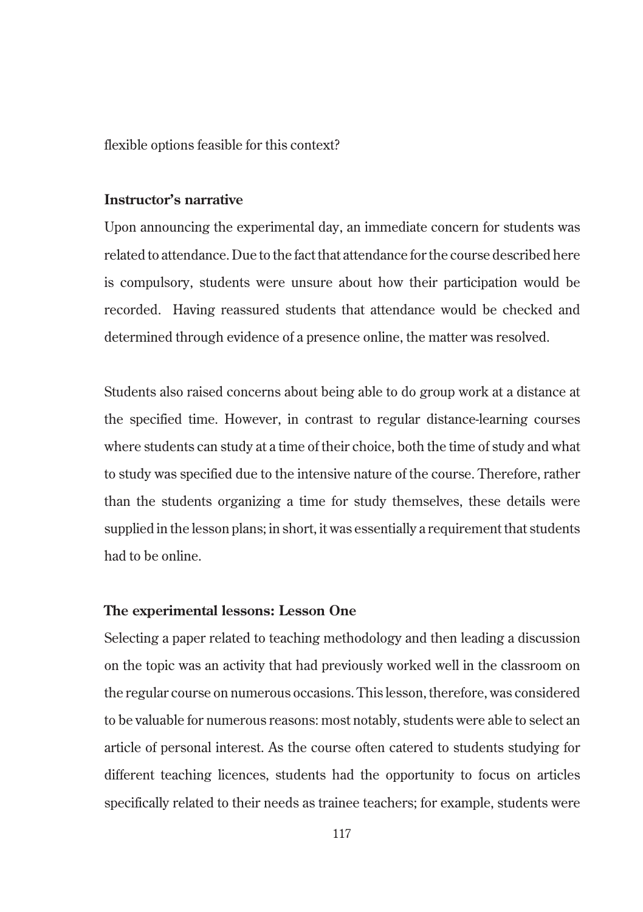flexible options feasible for this context?

**Instructor's narrative**

Upon announcing the experimental day, an immediate concern for students was related to attendance. Due to the fact that attendance for the course described here is compulsory, students were unsure about how their participation would be recorded. Having reassured students that attendance would be checked and determined through evidence of a presence online, the matter was resolved.

Students also raised concerns about being able to do group work at a distance at the specified time. However, in contrast to regular distance-learning courses where students can study at a time of their choice, both the time of study and what to study was specified due to the intensive nature of the course. Therefore, rather than the students organizing a time for study themselves, these details were supplied in the lesson plans; in short, it was essentially a requirement that students had to be online.

**The experimental lessons: Lesson One**

Selecting a paper related to teaching methodology and then leading a discussion on the topic was an activity that had previously worked well in the classroom on the regular course on numerous occasions. This lesson, therefore, was considered to be valuable for numerous reasons: most notably, students were able to select an article of personal interest. As the course often catered to students studying for different teaching licences, students had the opportunity to focus on articles specifically related to their needs as trainee teachers; for example, students were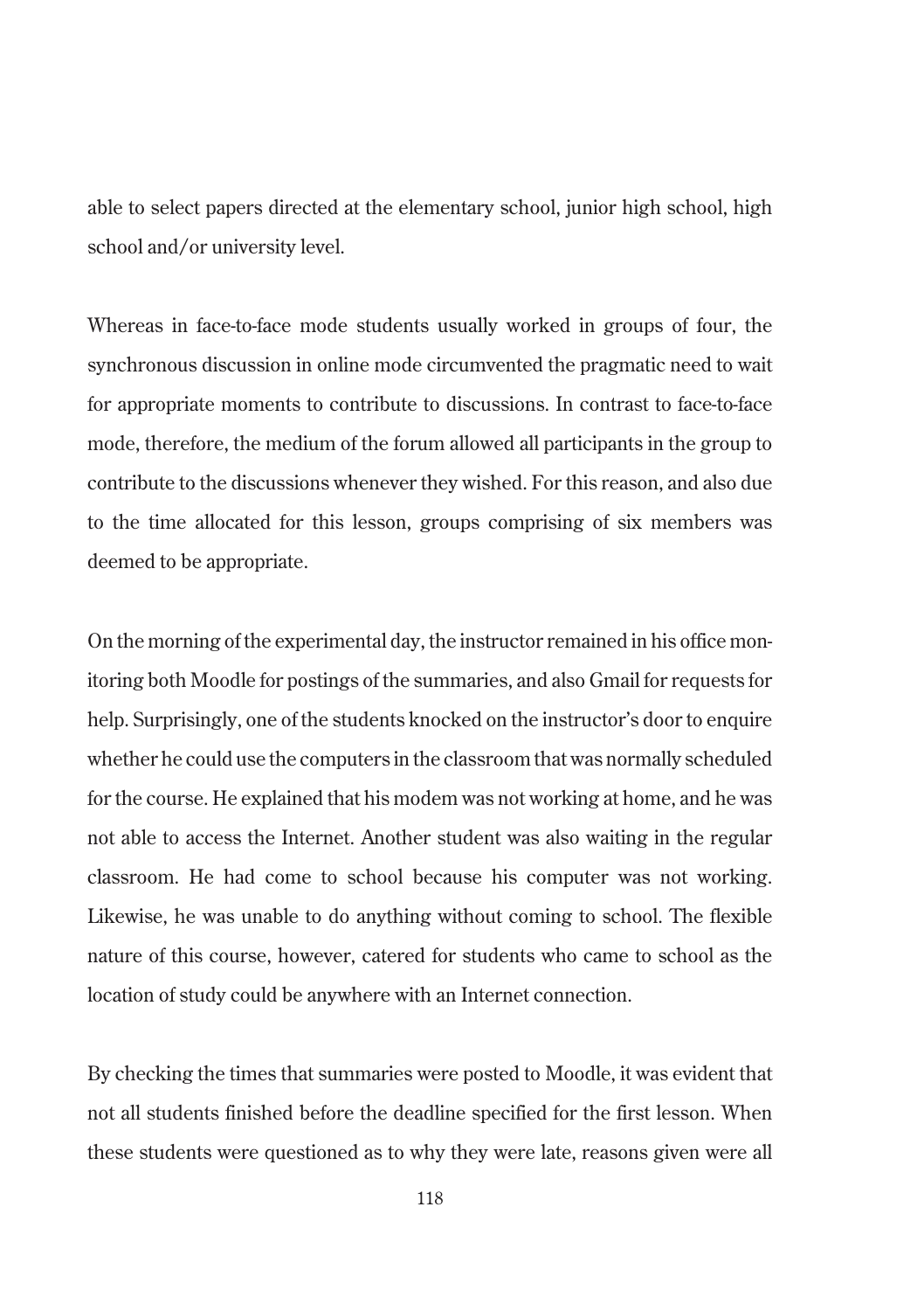able to select papers directed at the elementary school, junior high school, high school and/or university level.

Whereas in face-to-face mode students usually worked in groups of four, the synchronous discussion in online mode circumvented the pragmatic need to wait for appropriate moments to contribute to discussions. In contrast to face-to-face mode, therefore, the medium of the forum allowed all participants in the group to contribute to the discussions whenever they wished. For this reason, and also due to the time allocated for this lesson, groups comprising of six members was deemed to be appropriate.

On the morning of the experimental day, the instructor remained in his office monitoring both Moodle for postings of the summaries, and also Gmail for requests for help. Surprisingly, one of the students knocked on the instructor's door to enquire whether he could use the computers in the classroom that was normally scheduled for the course. He explained that his modem was not working at home, and he was not able to access the Internet. Another student was also waiting in the regular classroom. He had come to school because his computer was not working. Likewise, he was unable to do anything without coming to school. The flexible nature of this course, however, catered for students who came to school as the location of study could be anywhere with an Internet connection.

By checking the times that summaries were posted to Moodle, it was evident that not all students finished before the deadline specified for the first lesson. When these students were questioned as to why they were late, reasons given were all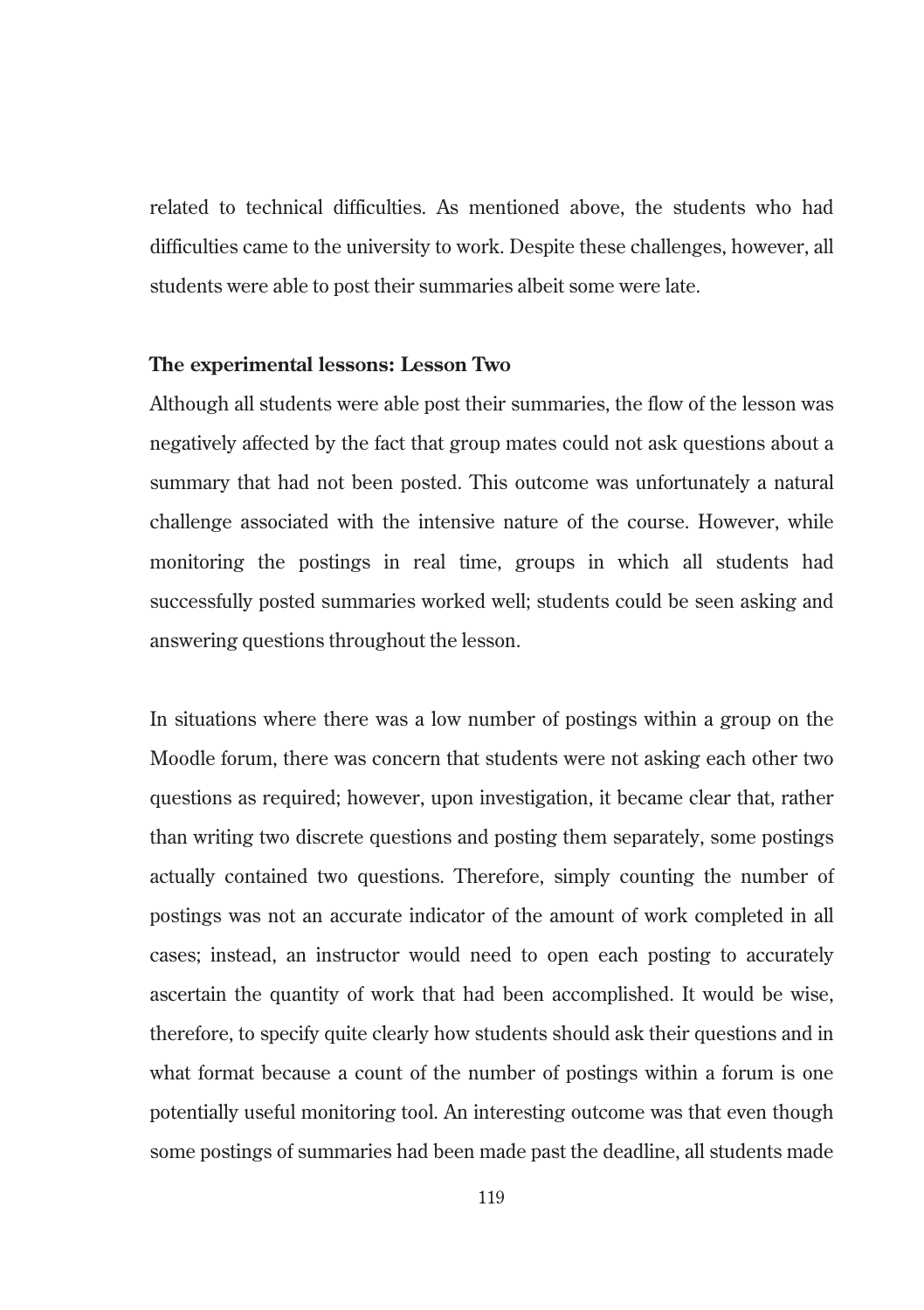related to technical difficulties. As mentioned above, the students who had difficulties came to the university to work. Despite these challenges, however, all students were able to post their summaries albeit some were late.

**The experimental lessons: Lesson Two**

Although all students were able post their summaries, the flow of the lesson was negatively affected by the fact that group mates could not ask questions about a summary that had not been posted. This outcome was unfortunately a natural challenge associated with the intensive nature of the course. However, while monitoring the postings in real time, groups in which all students had successfully posted summaries worked well; students could be seen asking and answering questions throughout the lesson.

In situations where there was a low number of postings within a group on the Moodle forum, there was concern that students were not asking each other two questions as required; however, upon investigation, it became clear that, rather than writing two discrete questions and posting them separately, some postings actually contained two questions. Therefore, simply counting the number of postings was not an accurate indicator of the amount of work completed in all cases; instead, an instructor would need to open each posting to accurately ascertain the quantity of work that had been accomplished. It would be wise, therefore, to specify quite clearly how students should ask their questions and in what format because a count of the number of postings within a forum is one potentially useful monitoring tool. An interesting outcome was that even though some postings of summaries had been made past the deadline, all students made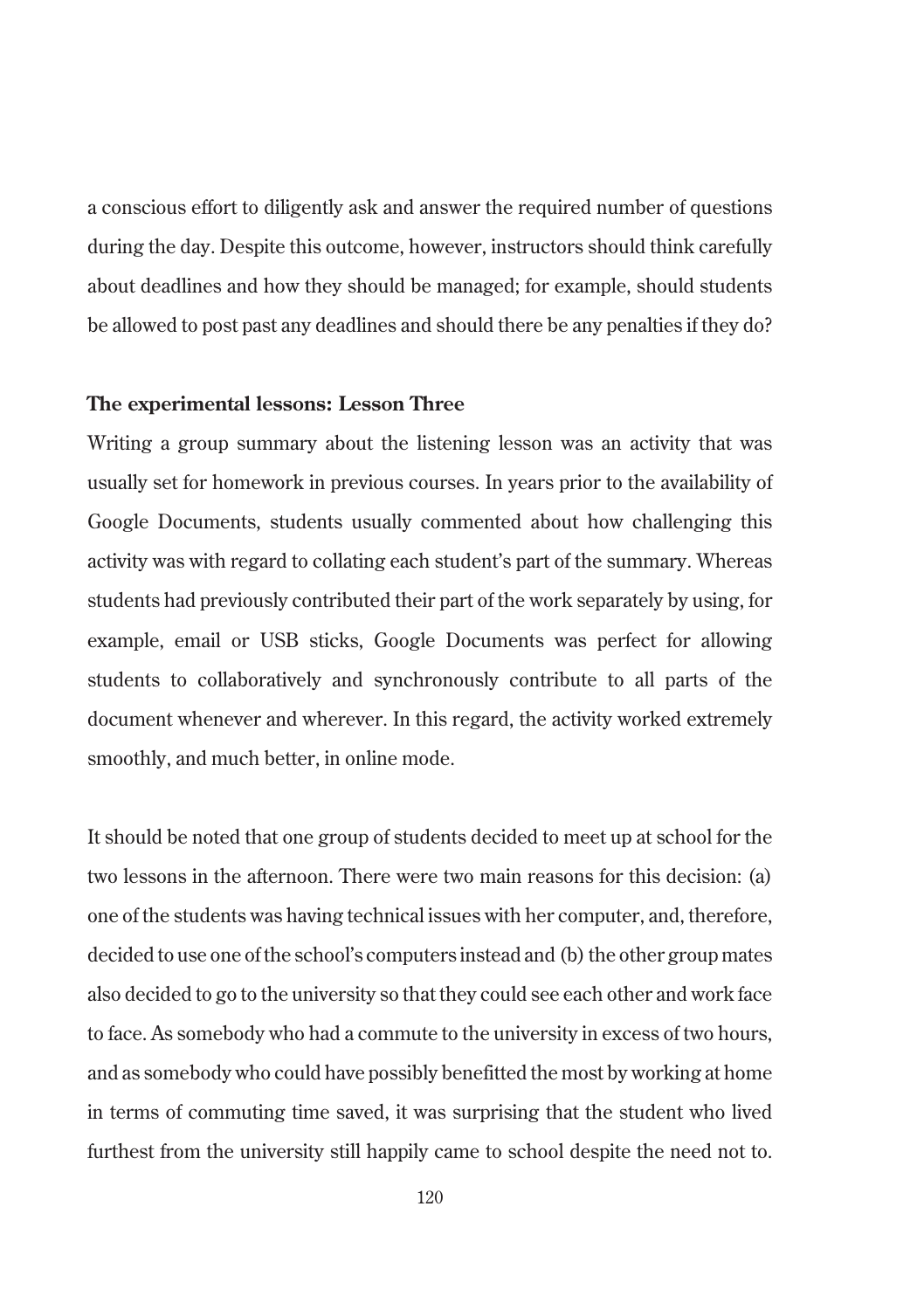a conscious effort to diligently ask and answer the required number of questions during the day. Despite this outcome, however, instructors should think carefully about deadlines and how they should be managed; for example, should students be allowed to post past any deadlines and should there be any penalties if they do?

### The experimental lessons: Lesson Three

Writing a group summary about the listening lesson was an activity that was usually set for homework in previous courses. In years prior to the availability of Google Documents, students usually commented about how challenging this activity was with regard to collating each student's part of the summary. Whereas students had previously contributed their part of the work separately by using, for example, email or USB sticks, Google Documents was perfect for allowing students to collaboratively and synchronously contribute to all parts of the document whenever and wherever. In this regard, the activity worked extremely smoothly, and much better, in online mode.

It should be noted that one group of students decided to meet up at school for the two lessons in the afternoon. There were two main reasons for this decision: (a) one of the students was having technical issues with her computer, and, therefore, decided to use one of the school's computers instead and (b) the other group mates also decided to go to the university so that they could see each other and work face to face. As somebody who had a commute to the university in excess of two hours, and as somebody who could have possibly benefitted the most by working at home in terms of commuting time saved, it was surprising that the student who lived furthest from the university still happily came to school despite the need not to.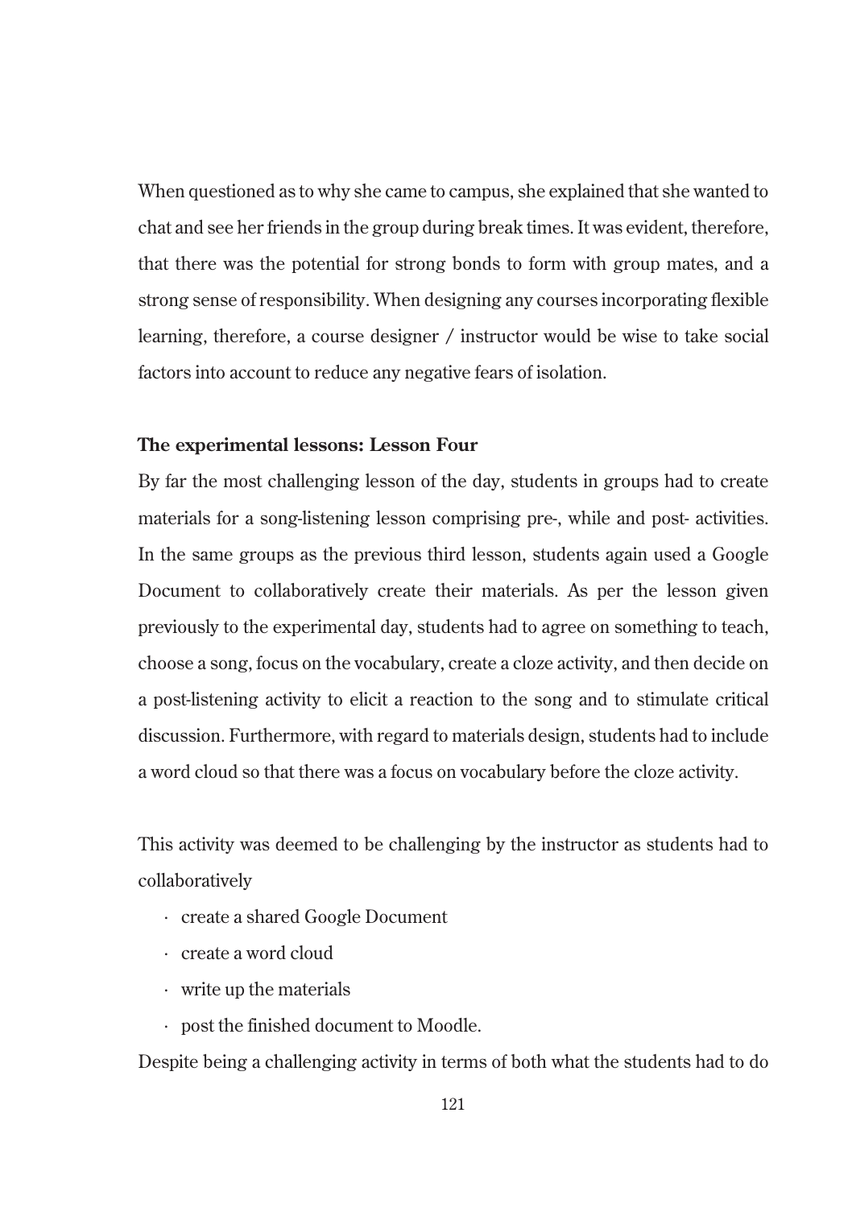When questioned as to why she came to campus, she explained that she wanted to chat and see her friends in the group during break times. It was evident, therefore, that there was the potential for strong bonds to form with group mates, and a strong sense of responsibility. When designing any courses incorporating flexible learning, therefore, a course designer / instructor would be wise to take social factors into account to reduce any negative fears of isolation.

**The experimental lessons: Lesson Four**

By far the most challenging lesson of the day, students in groups had to create materials for a song-listening lesson comprising pre-, while and post- activities. In the same groups as the previous third lesson, students again used a Google Document to collaboratively create their materials. As per the lesson given previously to the experimental day, students had to agree on something to teach, choose a song, focus on the vocabulary, create a cloze activity, and then decide on a post-listening activity to elicit a reaction to the song and to stimulate critical discussion. Furthermore, with regard to materials design, students had to include a word cloud so that there was a focus on vocabulary before the cloze activity.

This activity was deemed to be challenging by the instructor as students had to collaboratively

- create a shared Google Document
- create a word cloud
- write up the materials
- post the finished document to Moodle.

Despite being a challenging activity in terms of both what the students had to do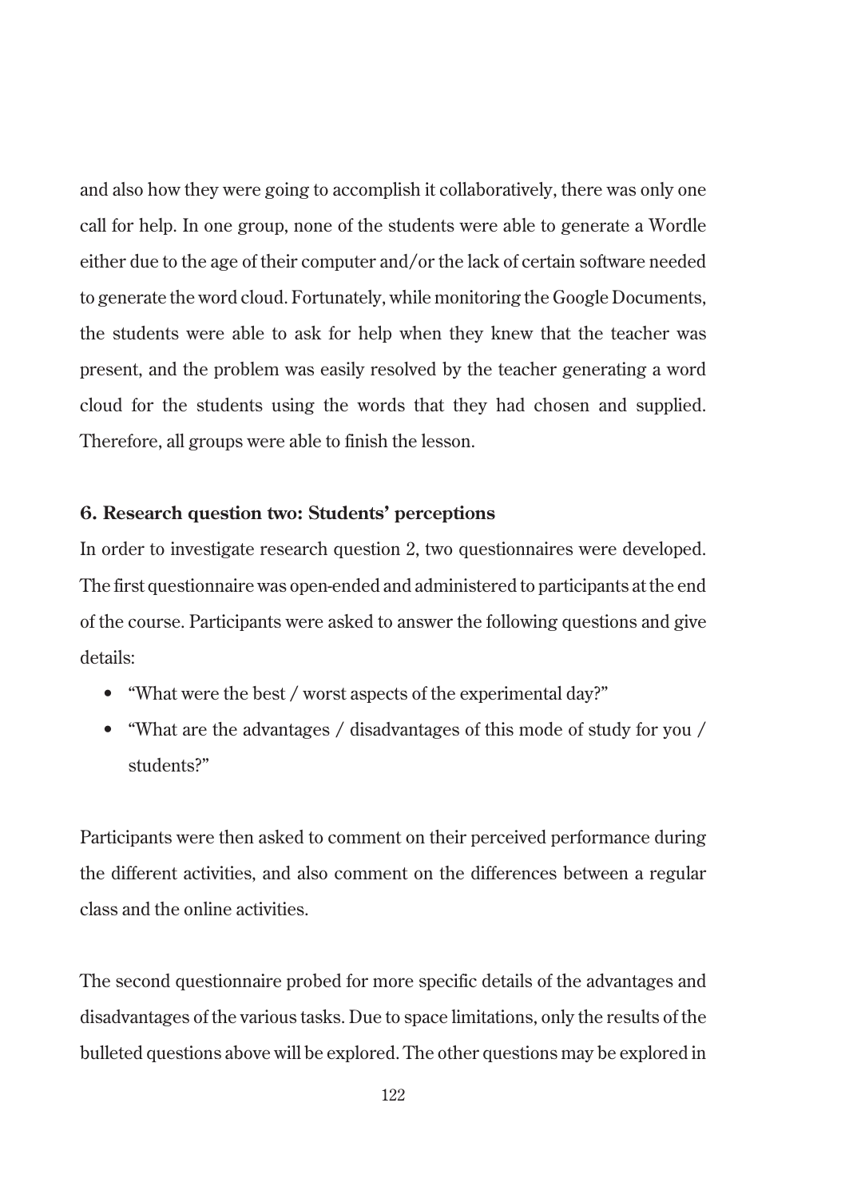and also how they were going to accomplish it collaboratively, there was only one call for help. In one group, none of the students were able to generate a Wordle either due to the age of their computer and/or the lack of certain software needed to generate the word cloud. Fortunately, while monitoring the Google Documents, the students were able to ask for help when they knew that the teacher was present, and the problem was easily resolved by the teacher generating a word cloud for the students using the words that they had chosen and supplied. Therefore, all groups were able to finish the lesson.

### 6. Research question two: Students' perceptions

In order to investigate research question 2, two questionnaires were developed. The first questionnaire was open-ended and administered to participants at the end of the course. Participants were asked to answer the following questions and give details:

- "What were the best / worst aspects of the experimental day?"
- "What are the advantages / disadvantages of this mode of study for you / students?"

Participants were then asked to comment on their perceived performance during the different activities, and also comment on the differences between a regular class and the online activities.

The second questionnaire probed for more specific details of the advantages and disadvantages of the various tasks. Due to space limitations, only the results of the bulleted questions above will be explored. The other questions may be explored in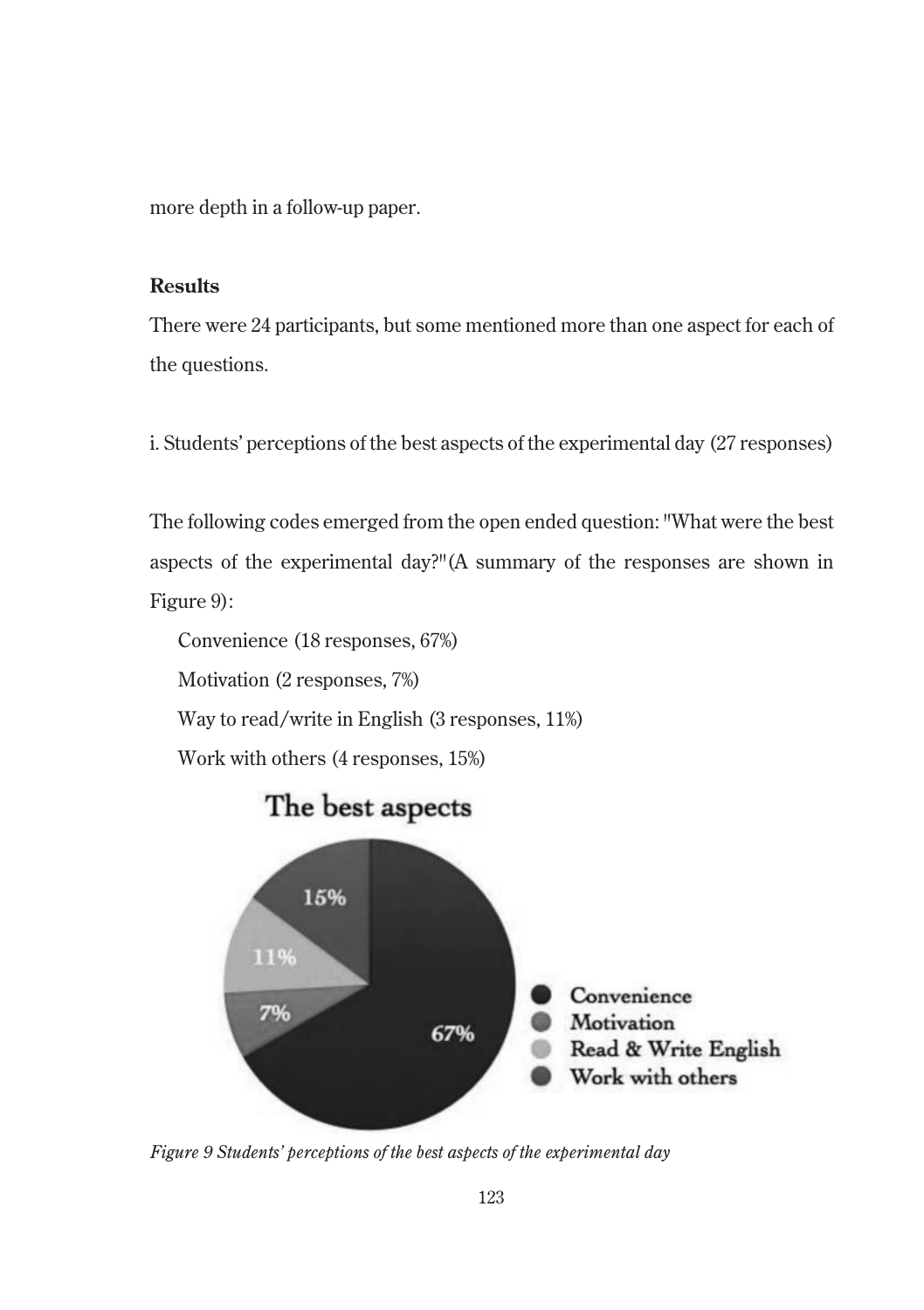more depth in a follow-up paper.

**Results**

There were 24 participants, but some mentioned more than one aspect for each of the questions.

i. Students' perceptions of the best aspects of the experimental day (27 responses)

The following codes emerged from the open ended question: "What were the best aspects of the experimental day?" (A summary of the responses are shown in Figure 9):

Convenience (18 responses, 67%)

Motivation (2 responses, 7%)

Way to read/write in English (3 responses, 11%)

Work with others (4 responses, 15%)

*Figure 9 Students' perceptions of the best aspects of the experimental day*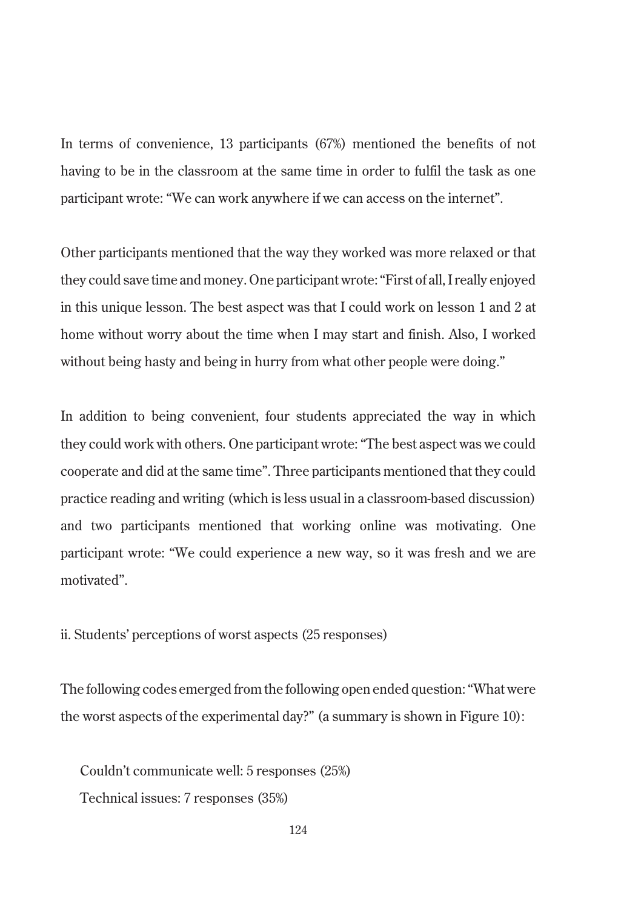In terms of convenience, 13 participants (67%) mentioned the benefits of not having to be in the classroom at the same time in order to fulfil the task as one participant wrote: "We can work anywhere if we can access on the internet".

Other participants mentioned that the way they worked was more relaxed or that they could save time and money. One participant wrote: "First of all, I really enjoyed in this unique lesson. The best aspect was that I could work on lesson 1 and 2 at home without worry about the time when I may start and finish. Also, I worked without being hasty and being in hurry from what other people were doing."

In addition to being convenient, four students appreciated the way in which they could work with others. One participant wrote: "The best aspect was we could cooperate and did at the same time". Three participants mentioned that they could practice reading and writing (which is less usual in a classroom-based discussion) and two participants mentioned that working online was motivating. One participant wrote: "We could experience a new way, so it was fresh and we are motivated".

ii. Students' perceptions of worst aspects (25 responses)

The following codes emerged from the following open ended question: "What were the worst aspects of the experimental day?" (a summary is shown in Figure 10):

Couldn't communicate well: 5 responses (25%)

Technical issues: 7 responses (35%)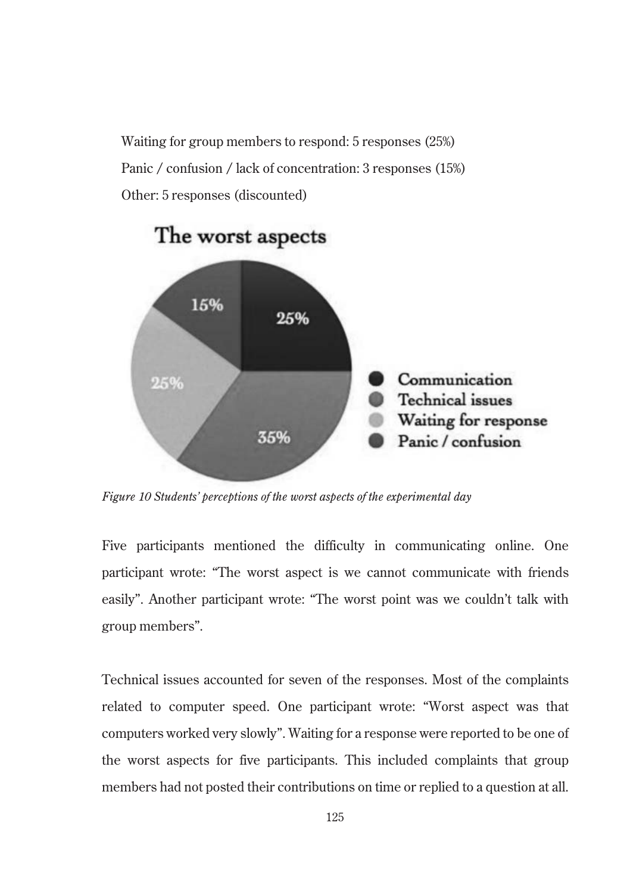Waiting for group members to respond: 5 responses (25%)

Panic / confusion / lack of concentration: 3 responses (15%)

Other: 5 responses (discounted)

*Figure 10 Students' perceptions of the worst aspects of the experimental day*

Five participants mentioned the difficulty in communicating online. One participant wrote: "The worst aspect is we cannot communicate with friends easily". Another participant wrote: "The worst point was we couldn't talk with group members".

Technical issues accounted for seven of the responses. Most of the complaints related to computer speed. One participant wrote: "Worst aspect was that computers worked very slowly". Waiting for a response were reported to be one of the worst aspects for five participants. This included complaints that group members had not posted their contributions on time or replied to a question at all.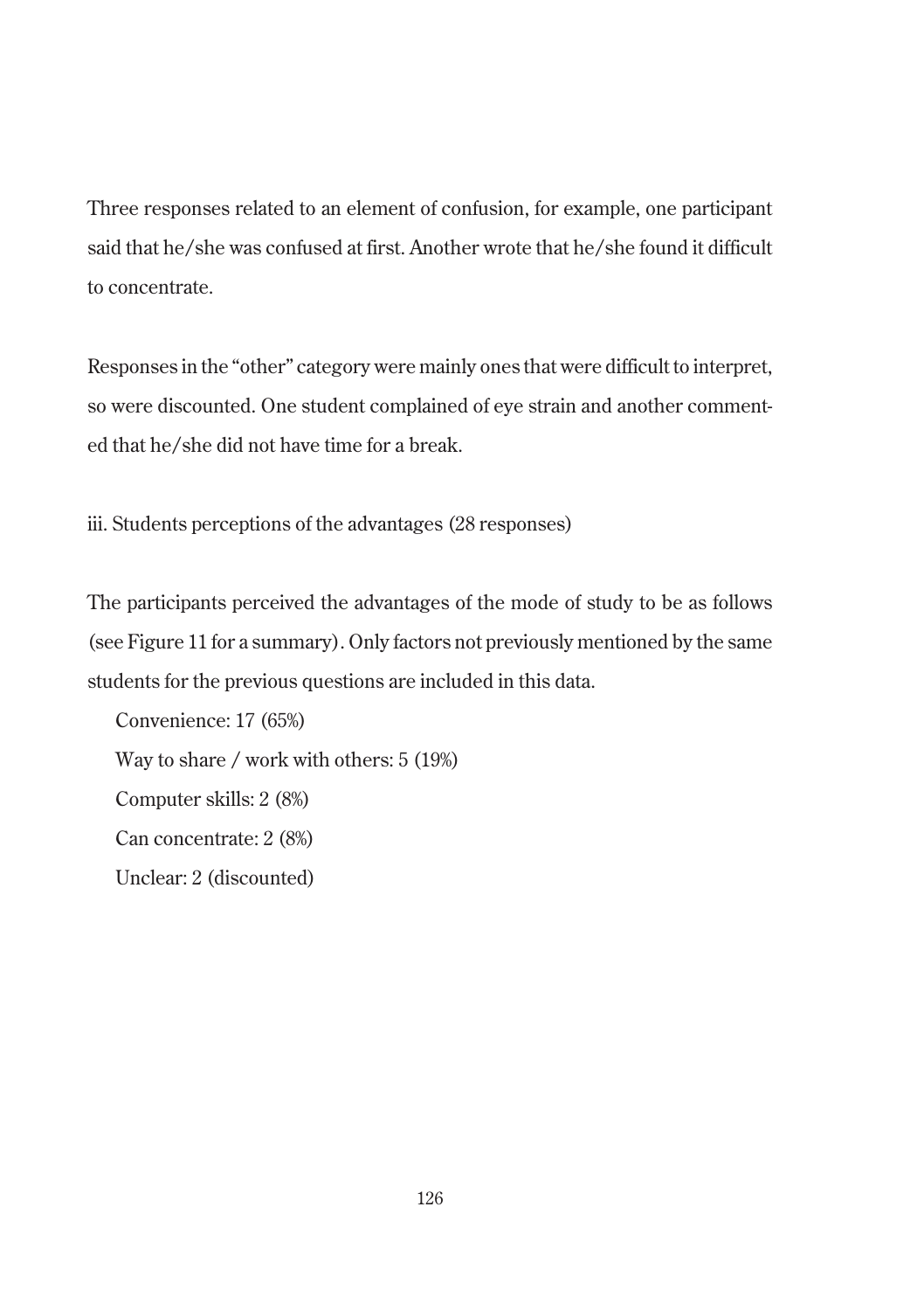Three responses related to an element of confusion, for example, one participant said that he/she was confused at first. Another wrote that he/she found it difficult to concentrate.

Responses in the "other" category were mainly ones that were difficult to interpret, so were discounted. One student complained of eye strain and another commented that he/she did not have time for a break.

iii. Students perceptions of the advantages (28 responses)

The participants perceived the advantages of the mode of study to be as follows (see Figure 11 for a summary). Only factors not previously mentioned by the same students for the previous questions are included in this data.

Convenience: 17 (65%)

Way to share / work with others: 5 (19%)

Computer skills: 2 (8%)

Can concentrate: 2 (8%)

Unclear: 2 (discounted)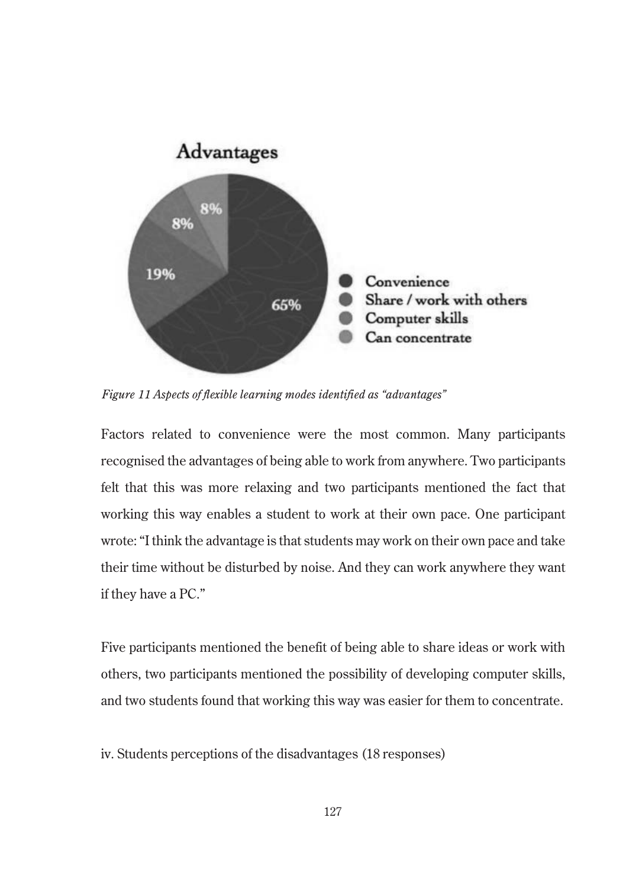*Figure 11 Aspects of flexible learning modes identified as "advantages"*

Factors related to convenience were the most common. Many participants recognised the advantages of being able to work from anywhere. Two participants felt that this was more relaxing and two participants mentioned the fact that working this way enables a student to work at their own pace. One participant wrote: "I think the advantage is that students may work on their own pace and take their time without be disturbed by noise. And they can work anywhere they want if they have a PC."

Five participants mentioned the benefit of being able to share ideas or work with others, two participants mentioned the possibility of developing computer skills, and two students found that working this way was easier for them to concentrate.

iv. Students perceptions of the disadvantages (18 responses)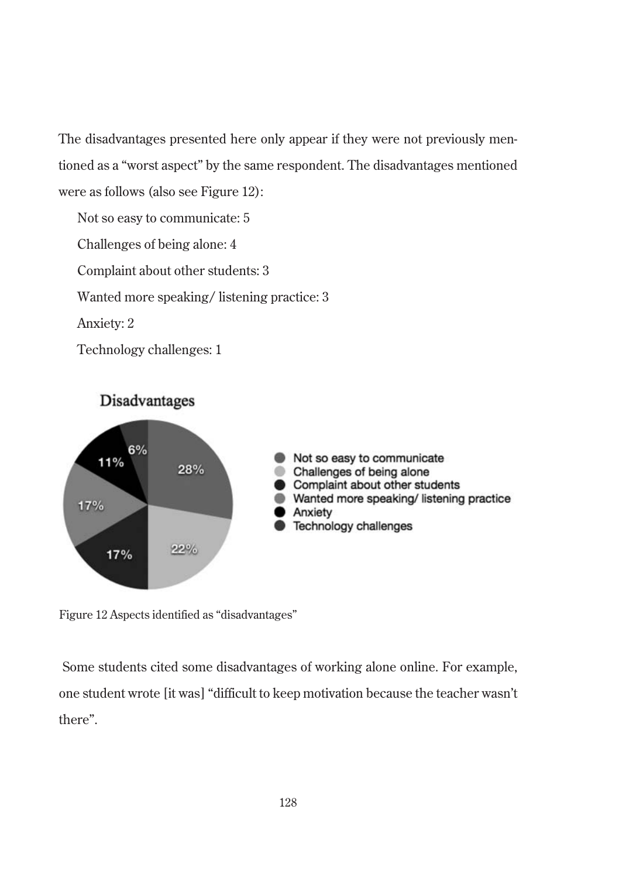The disadvantages presented here only appear if they were not previously mentioned as a "worst aspect" by the same respondent. The disadvantages mentioned were as follows (also see Figure 12):

Not so easy to communicate: 5

Challenges of being alone: 4

Complaint about other students: 3

Wanted more speaking/ listening practice: 3

Anxiety: 2

Technology challenges: 1

Figure 12 Aspects identified as "disadvantages"

Some students cited some disadvantages of working alone online. For example, one student wrote [it was] "difficult to keep motivation because the teacher wasn't there".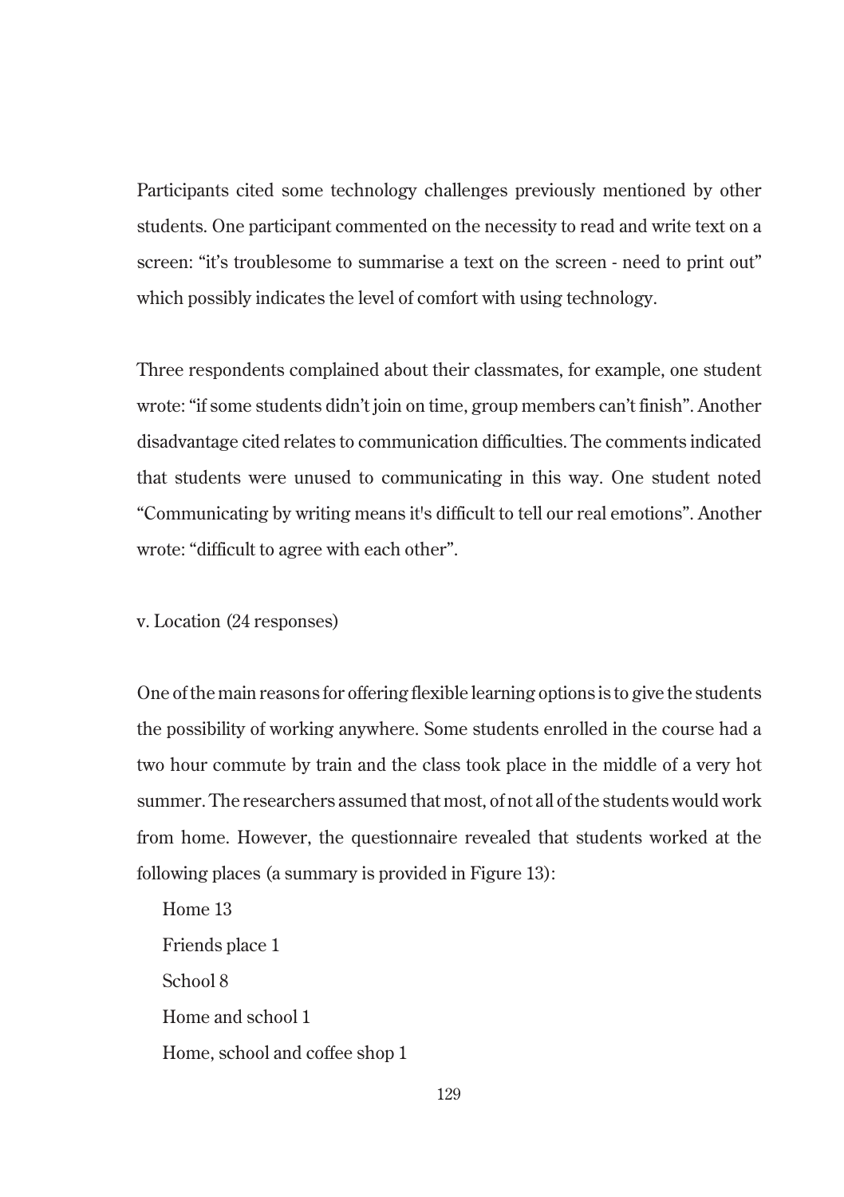Participants cited some technology challenges previously mentioned by other students. One participant commented on the necessity to read and write text on a screen: “it’s troublesome to summarise a text on the screen - need to print out” which possibly indicates the level of comfort with using technology.

Three respondents complained about their classmates, for example, one student wrote: “if some students didn’t join on time, group members can’t finish”. Another disadvantage cited relates to communication difficulties. The comments indicated that students were unused to communicating in this way. One student noted “Communicating by writing means it's difficult to tell our real emotions”. Another wrote: “difficult to agree with each other”.

v. Location (24 responses)

One of the main reasons for offering flexible learning options is to give the students the possibility of working anywhere. Some students enrolled in the course had a two hour commute by train and the class took place in the middle of a very hot summer. The researchers assumed that most, of not all of the students would work from home. However, the questionnaire revealed that students worked at the following places (a summary is provided in Figure 13):

Home 13

Friends place 1

School 8

Home and school 1

Home, school and coffee shop 1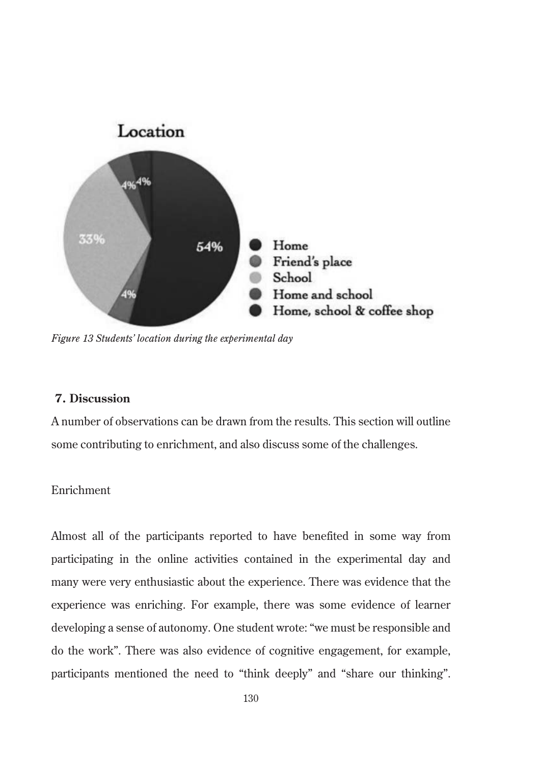Location

54%

33%

4%

4%

4%

- Home
- Friend's place
- School
- Home and school
- Home, school & coffee shop

*Figure 13 Students' location during the experimental day*

## 7. Discussion

A number of observations can be drawn from the results. This section will outline some contributing to enrichment, and also discuss some of the challenges.

### Enrichment

Almost all of the participants reported to have benefited in some way from participating in the online activities contained in the experimental day and many were very enthusiastic about the experience. There was evidence that the experience was enriching. For example, there was some evidence of learner developing a sense of autonomy. One student wrote: "we must be responsible and do the work". There was also evidence of cognitive engagement, for example, participants mentioned the need to "think deeply" and "share our thinking".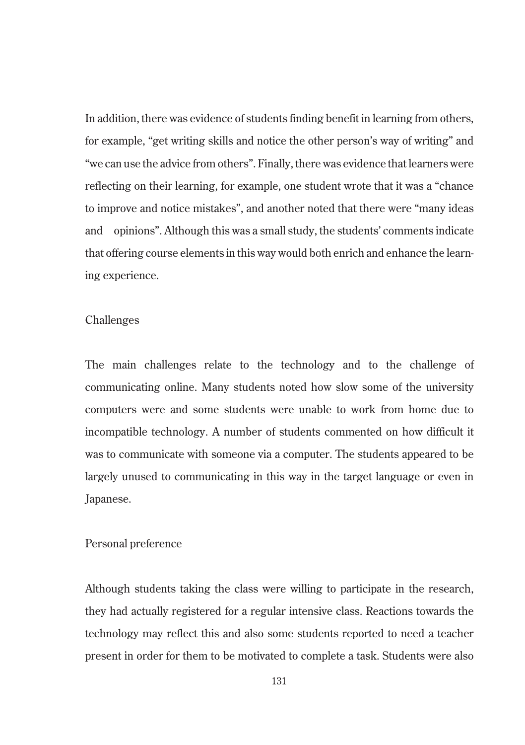In addition, there was evidence of students finding benefit in learning from others, for example, "get writing skills and notice the other person's way of writing" and "we can use the advice from others". Finally, there was evidence that learners were reflecting on their learning, for example, one student wrote that it was a "chance to improve and notice mistakes", and another noted that there were "many ideas and opinions". Although this was a small study, the students' comments indicate that offering course elements in this way would both enrich and enhance the learning experience.

### Challenges

The main challenges relate to the technology and to the challenge of communicating online. Many students noted how slow some of the university computers were and some students were unable to work from home due to incompatible technology. A number of students commented on how difficult it was to communicate with someone via a computer. The students appeared to be largely unused to communicating in this way in the target language or even in Japanese.

### Personal preference

Although students taking the class were willing to participate in the research, they had actually registered for a regular intensive class. Reactions towards the technology may reflect this and also some students reported to need a teacher present in order for them to be motivated to complete a task. Students were also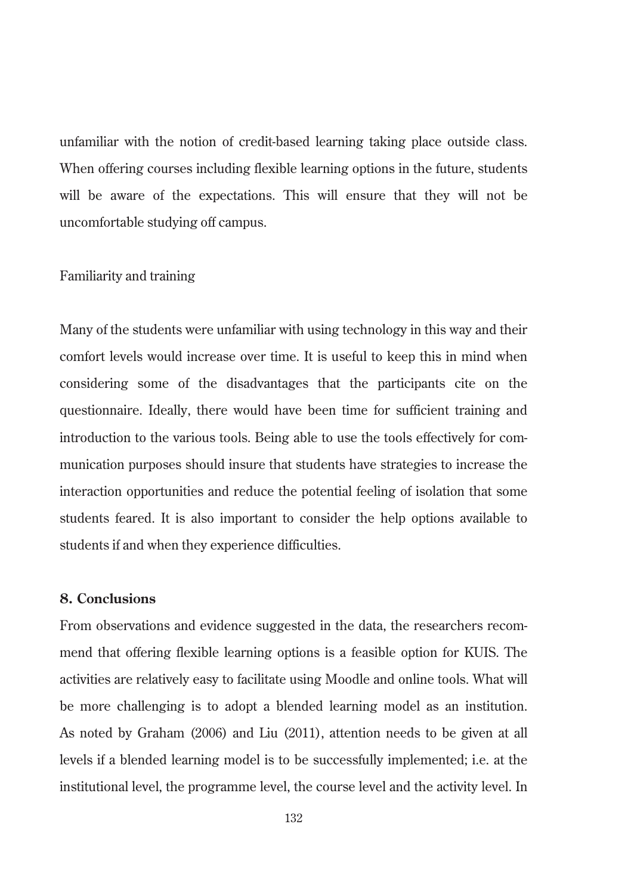unfamiliar with the notion of credit-based learning taking place outside class. When offering courses including flexible learning options in the future, students will be aware of the expectations. This will ensure that they will not be uncomfortable studying off campus.

Familiarity and training

Many of the students were unfamiliar with using technology in this way and their comfort levels would increase over time. It is useful to keep this in mind when considering some of the disadvantages that the participants cite on the questionnaire. Ideally, there would have been time for sufficient training and introduction to the various tools. Being able to use the tools effectively for communication purposes should insure that students have strategies to increase the interaction opportunities and reduce the potential feeling of isolation that some students feared. It is also important to consider the help options available to students if and when they experience difficulties.

## 8. Conclusions

From observations and evidence suggested in the data, the researchers recommend that offering flexible learning options is a feasible option for KUIS. The activities are relatively easy to facilitate using Moodle and online tools. What will be more challenging is to adopt a blended learning model as an institution. As noted by Graham (2006) and Liu (2011), attention needs to be given at all levels if a blended learning model is to be successfully implemented; i.e. at the institutional level, the programme level, the course level and the activity level. In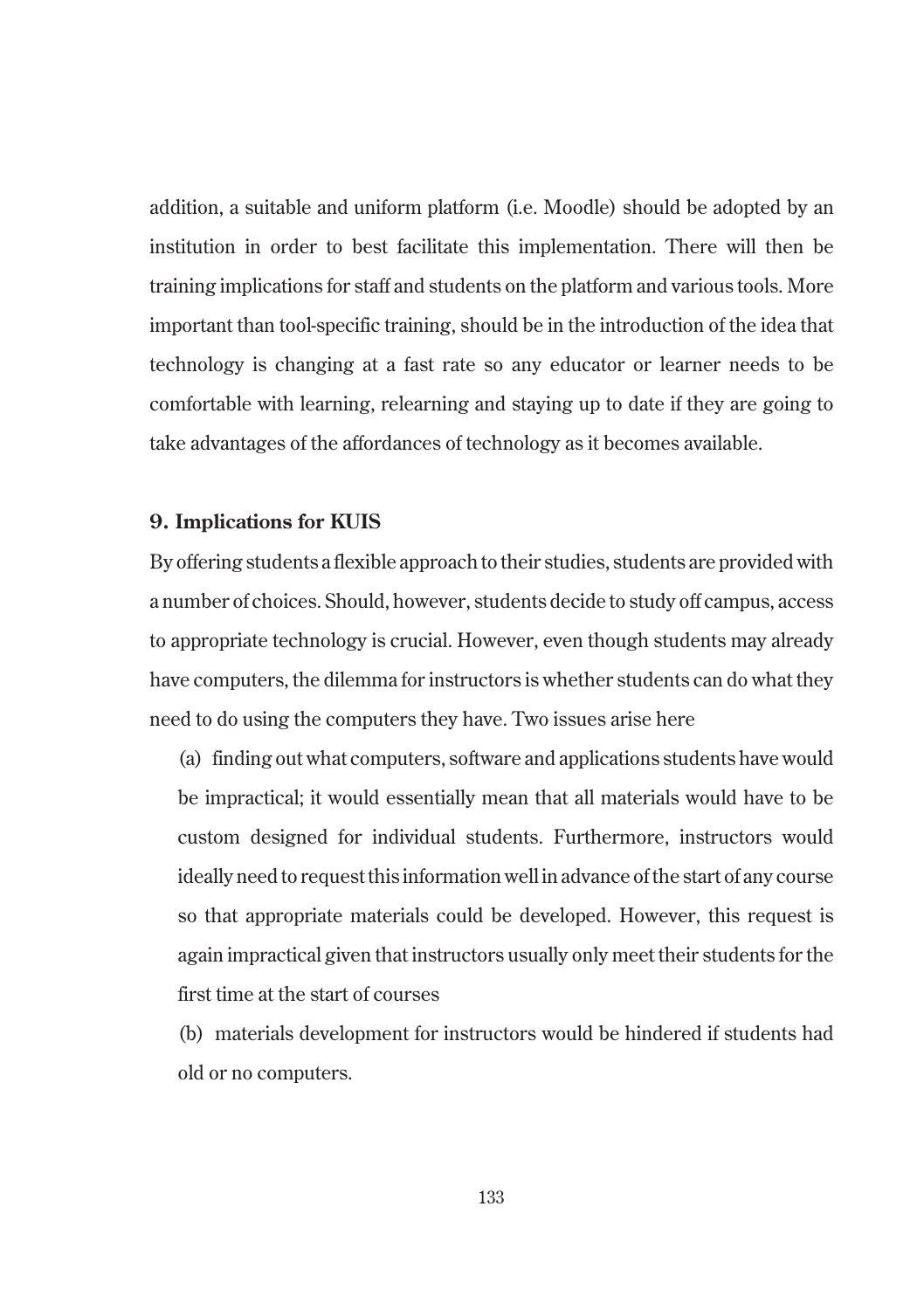addition, a suitable and uniform platform (i.e. Moodle) should be adopted by an institution in order to best facilitate this implementation. There will then be training implications for staff and students on the platform and various tools. More important than tool-specific training, should be in the introduction of the idea that technology is changing at a fast rate so any educator or learner needs to be comfortable with learning, relearning and staying up to date if they are going to take advantages of the affordances of technology as it becomes available.

## 9. Implications for KUIS

By offering students a flexible approach to their studies, students are provided with a number of choices. Should, however, students decide to study off campus, access to appropriate technology is crucial. However, even though students may already have computers, the dilemma for instructors is whether students can do what they need to do using the computers they have. Two issues arise here

(a) finding out what computers, software and applications students have would be impractical; it would essentially mean that all materials would have to be custom designed for individual students. Furthermore, instructors would ideally need to request this information well in advance of the start of any course so that appropriate materials could be developed. However, this request is again impractical given that instructors usually only meet their students for the first time at the start of courses

(b) materials development for instructors would be hindered if students had old or no computers.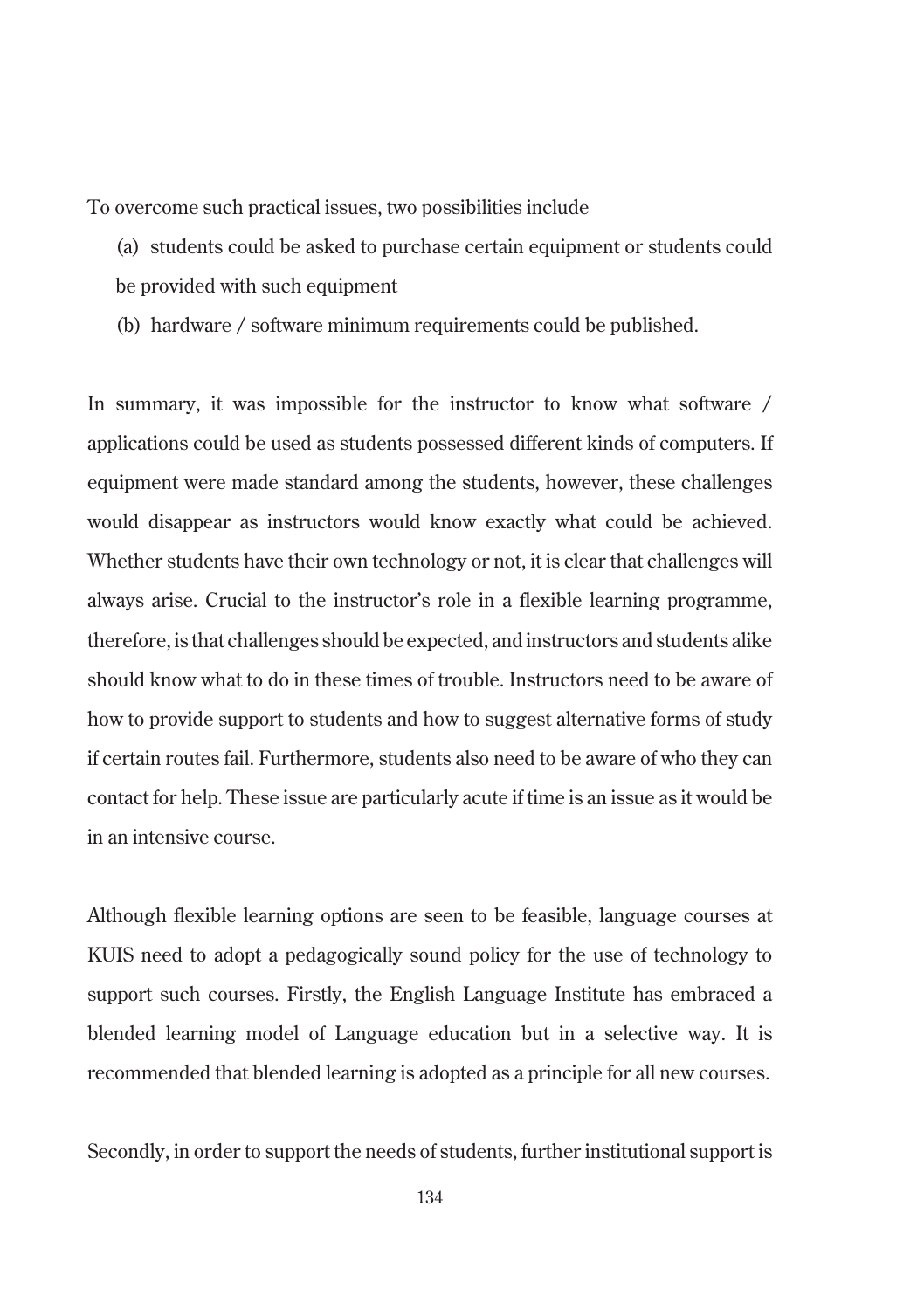To overcome such practical issues, two possibilities include

(a) students could be asked to purchase certain equipment or students could be provided with such equipment

(b) hardware / software minimum requirements could be published.

In summary, it was impossible for the instructor to know what software / applications could be used as students possessed different kinds of computers. If equipment were made standard among the students, however, these challenges would disappear as instructors would know exactly what could be achieved. Whether students have their own technology or not, it is clear that challenges will always arise. Crucial to the instructor's role in a flexible learning programme, therefore, is that challenges should be expected, and instructors and students alike should know what to do in these times of trouble. Instructors need to be aware of how to provide support to students and how to suggest alternative forms of study if certain routes fail. Furthermore, students also need to be aware of who they can contact for help. These issue are particularly acute if time is an issue as it would be in an intensive course.

Although flexible learning options are seen to be feasible, language courses at KUIS need to adopt a pedagogically sound policy for the use of technology to support such courses. Firstly, the English Language Institute has embraced a blended learning model of Language education but in a selective way. It is recommended that blended learning is adopted as a principle for all new courses.

Secondly, in order to support the needs of students, further institutional support is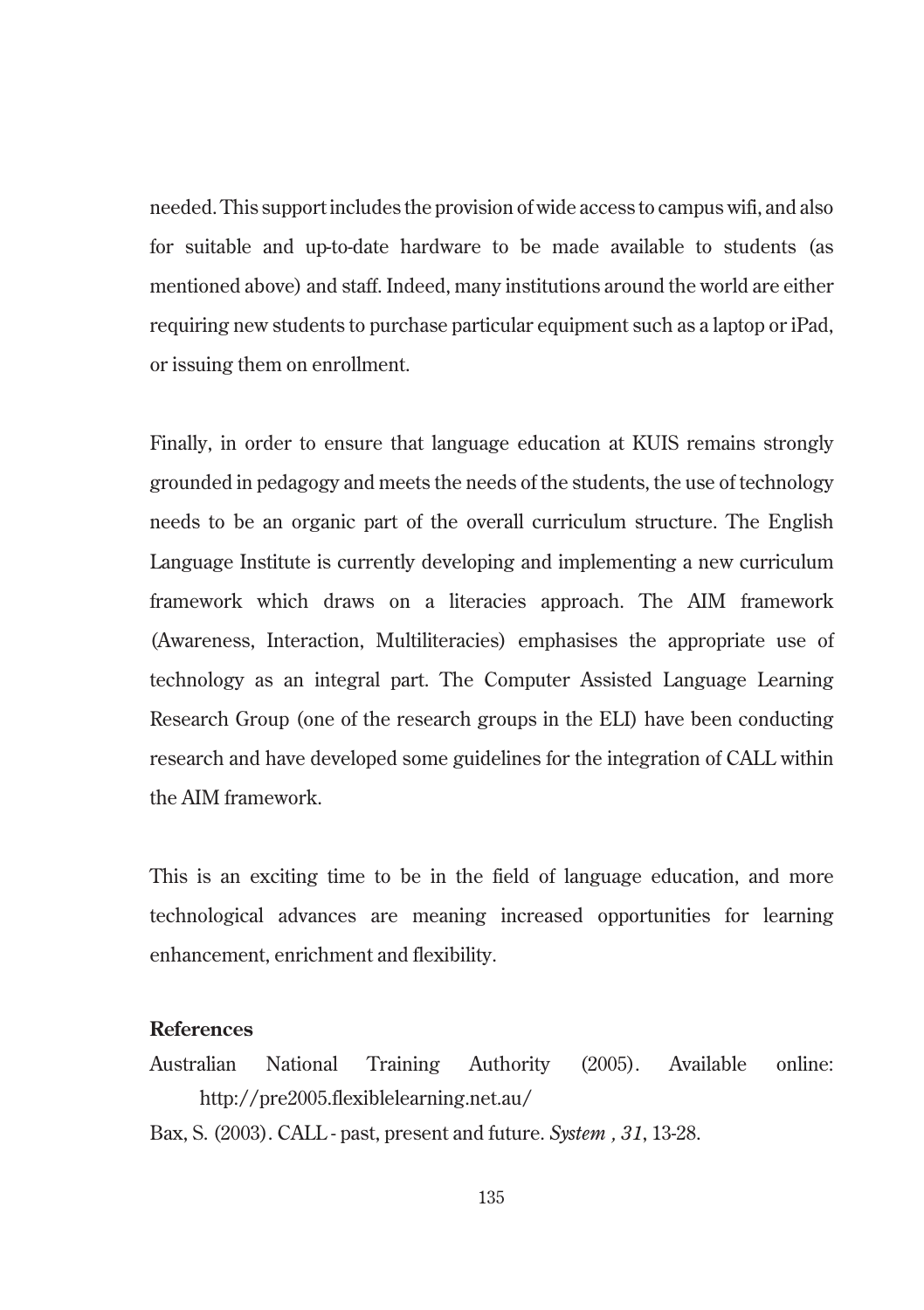needed. This support includes the provision of wide access to campus wifi, and also for suitable and up-to-date hardware to be made available to students (as mentioned above) and staff. Indeed, many institutions around the world are either requiring new students to purchase particular equipment such as a laptop or iPad, or issuing them on enrollment.

Finally, in order to ensure that language education at KUIS remains strongly grounded in pedagogy and meets the needs of the students, the use of technology needs to be an organic part of the overall curriculum structure. The English Language Institute is currently developing and implementing a new curriculum framework which draws on a literacies approach. The AIM framework (Awareness, Interaction, Multiliteracies) emphasises the appropriate use of technology as an integral part. The Computer Assisted Language Learning Research Group (one of the research groups in the ELI) have been conducting research and have developed some guidelines for the integration of CALL within the AIM framework.

This is an exciting time to be in the field of language education, and more technological advances are meaning increased opportunities for learning enhancement, enrichment and flexibility.

**References**

Australian National Training Authority (2005). Available online: http://pre2005.flexiblelearning.net.au/

Bax, S. (2003). CALL - past, present and future. *System , 31*, 13-28.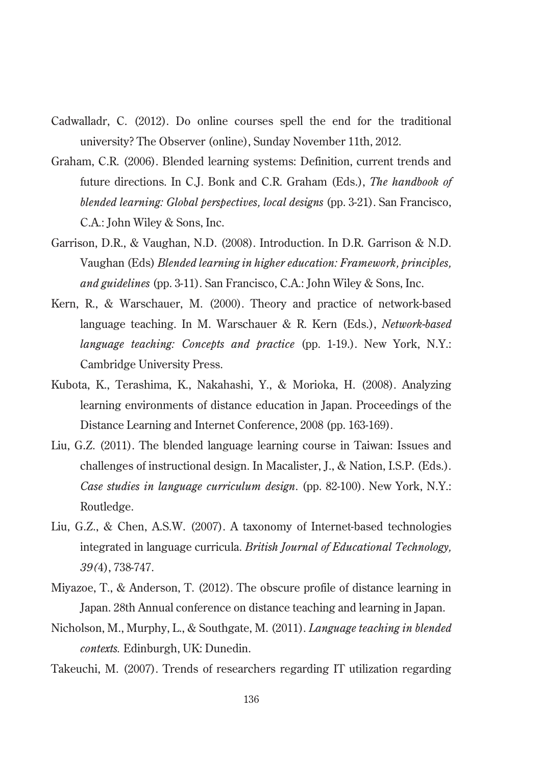Cadwalladr, C. (2012). Do online courses spell the end for the traditional university? The Observer (online), Sunday November 11th, 2012.

Graham, C.R. (2006). Blended learning systems: Definition, current trends and future directions. In C.J. Bonk and C.R. Graham (Eds.), *The handbook of blended learning: Global perspectives, local designs* (pp. 3-21). San Francisco, C.A.: John Wiley & Sons, Inc.

Garrison, D.R., & Vaughan, N.D. (2008). Introduction. In D.R. Garrison & N.D. Vaughan (Eds) *Blended learning in higher education: Framework, principles, and guidelines* (pp. 3-11). San Francisco, C.A.: John Wiley & Sons, Inc.

Kern, R., & Warschauer, M. (2000). Theory and practice of network-based language teaching. In M. Warschauer & R. Kern (Eds.), *Network-based language teaching: Concepts and practice* (pp. 1-19.). New York, N.Y.: Cambridge University Press.

Kubota, K., Terashima, K., Nakahashi, Y., & Morioka, H. (2008). Analyzing learning environments of distance education in Japan. Proceedings of the Distance Learning and Internet Conference, 2008 (pp. 163-169).

Liu, G.Z. (2011). The blended language learning course in Taiwan: Issues and challenges of instructional design. In Macalister, J., & Nation, I.S.P. (Eds.). *Case studies in language curriculum design*. (pp. 82-100). New York, N.Y.: Routledge.

Liu, G.Z., & Chen, A.S.W. (2007). A taxonomy of Internet-based technologies integrated in language curricula. *British Journal of Educational Technology, 39(*4), 738-747.

Miyazoe, T., & Anderson, T. (2012). The obscure profile of distance learning in Japan. 28th Annual conference on distance teaching and learning in Japan.

Nicholson, M., Murphy, L., & Southgate, M. (2011). *Language teaching in blended contexts.* Edinburgh, UK: Dunedin.

Takeuchi, M. (2007). Trends of researchers regarding IT utilization regarding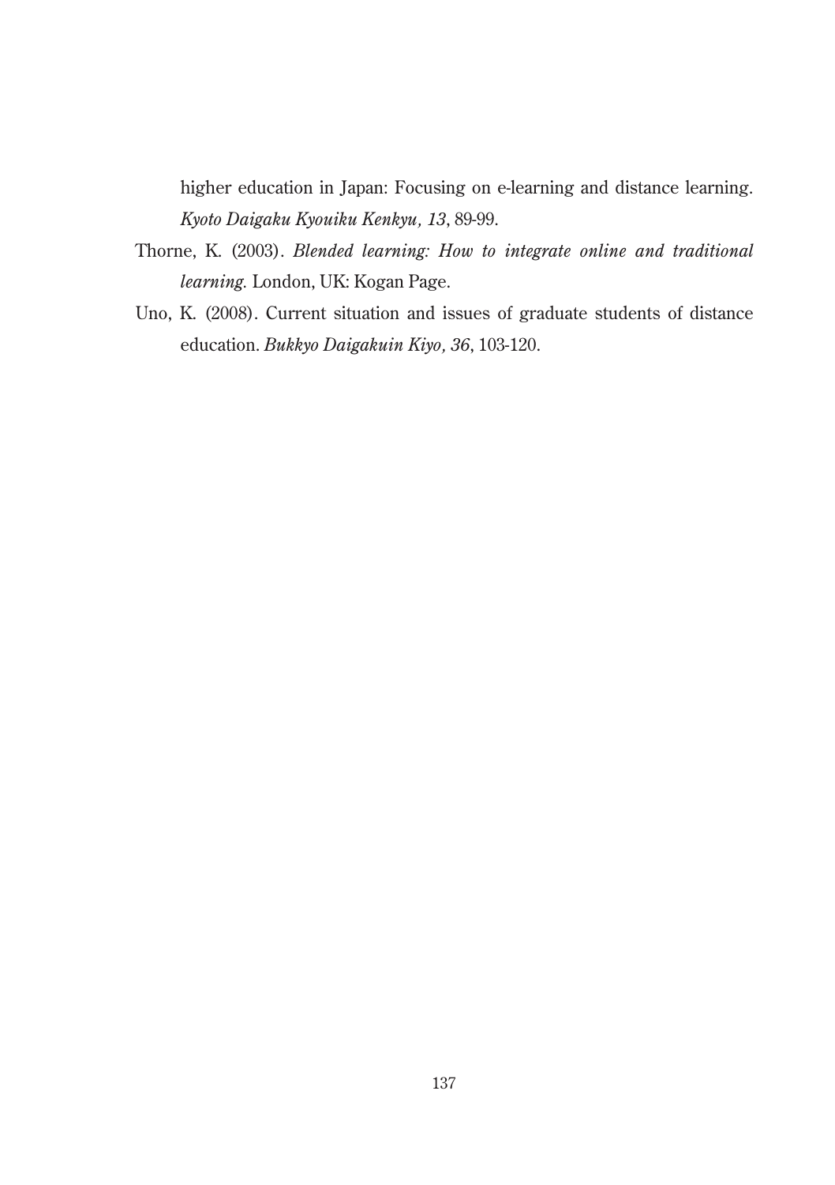higher education in Japan: Focusing on e-learning and distance learning. *Kyoto Daigaku Kyouiku Kenkyu, 13*, 89-99.

Thorne, K. (2003). *Blended learning: How to integrate online and traditional learning.* London, UK: Kogan Page.

Uno, K. (2008). Current situation and issues of graduate students of distance education. *Bukkyo Daigakuin Kiyo, 36*, 103-120.